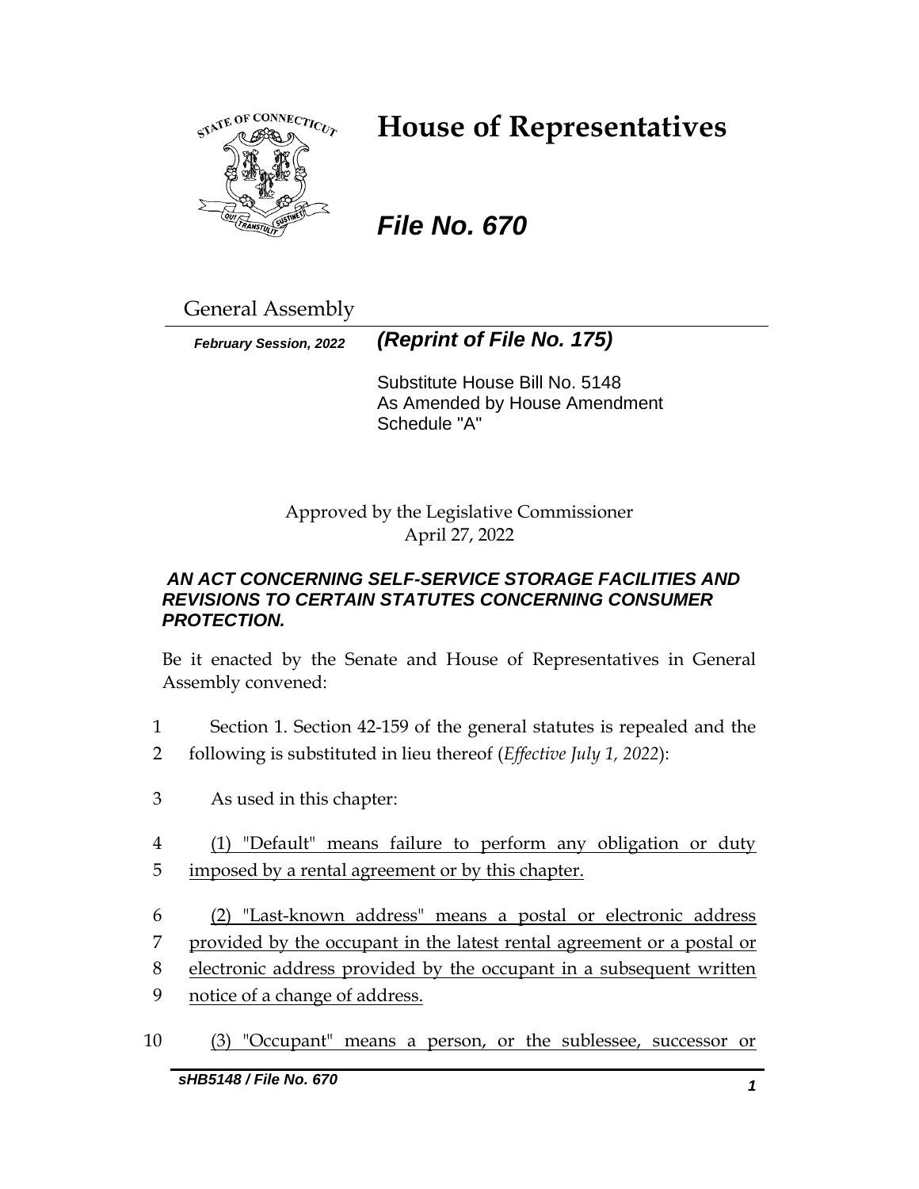# House of Representatives

## *File No. 670*

General Assembly

***February Session, 2022*** ***(Reprint of File No. 175)***

Substitute House Bill No. 5148
As Amended by House Amendment Schedule "A"

Approved by the Legislative Commissioner
April 27, 2022

***AN ACT CONCERNING SELF-SERVICE STORAGE FACILITIES AND REVISIONS TO CERTAIN STATUTES CONCERNING CONSUMER PROTECTION.***

Be it enacted by the Senate and House of Representatives in General Assembly convened:

1 Section 1. Section 42-159 of the general statutes is repealed and the
2 following is substituted in lieu thereof (*Effective July 1, 2022*):

3 As used in this chapter:

4 (1) "Default" means failure to perform any obligation or duty
5 imposed by a rental agreement or by this chapter.

6 (2) "Last-known address" means a postal or electronic address
7 provided by the occupant in the latest rental agreement or a postal or
8 electronic address provided by the occupant in a subsequent written
9 notice of a change of address.

10 (3) "Occupant" means a person, or the sublessee, successor or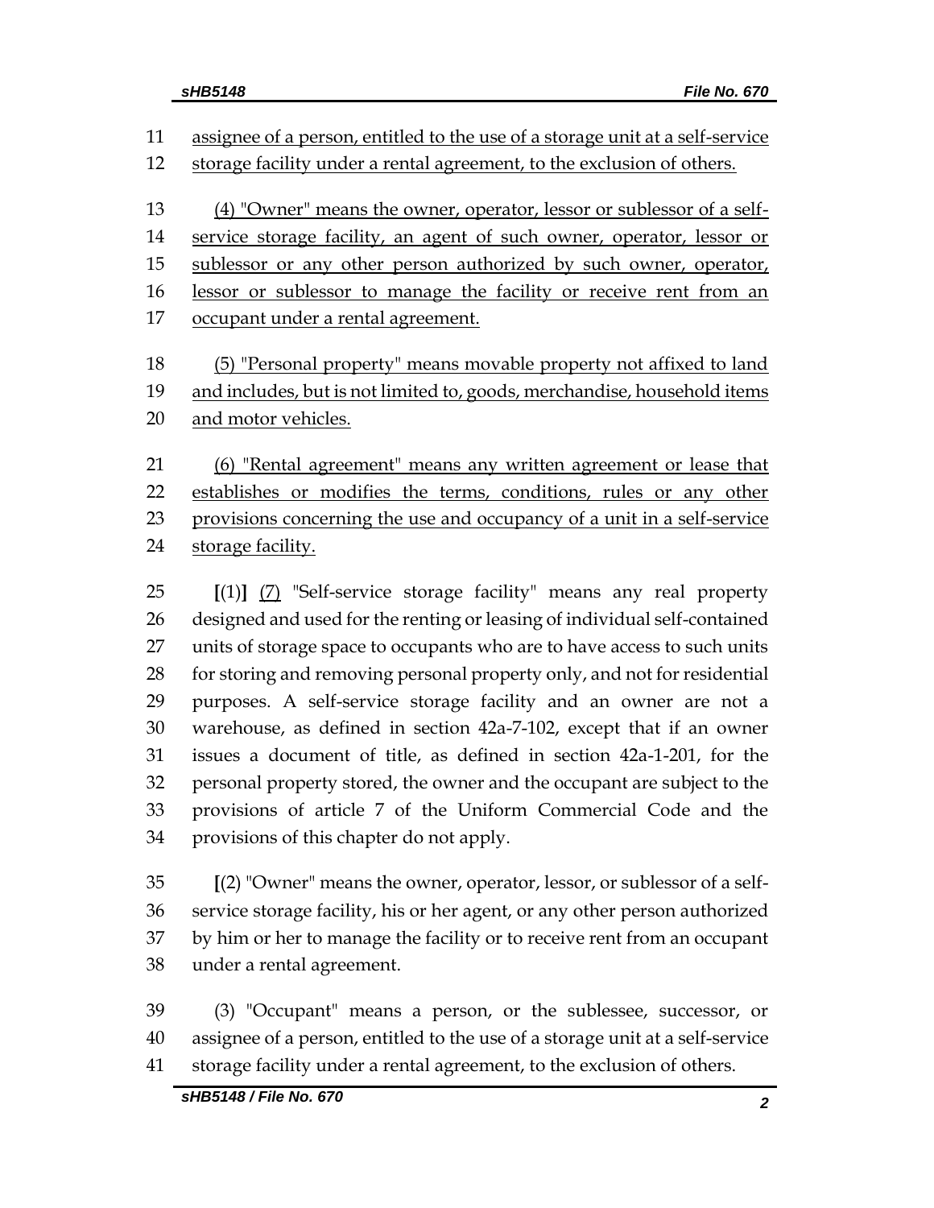assignee of a person, entitled to the use of a storage unit at a self-service storage facility under a rental agreement, to the exclusion of others.

(4) "Owner" means the owner, operator, lessor or sublessor of a self-service storage facility, an agent of such owner, operator, lessor or sublessor or any other person authorized by such owner, operator, lessor or sublessor to manage the facility or receive rent from an occupant under a rental agreement.

(5) "Personal property" means movable property not affixed to land and includes, but is not limited to, goods, merchandise, household items and motor vehicles.

(6) "Rental agreement" means any written agreement or lease that establishes or modifies the terms, conditions, rules or any other provisions concerning the use and occupancy of a unit in a self-service storage facility.

**[**(1)**]** (7) "Self-service storage facility" means any real property designed and used for the renting or leasing of individual self-contained units of storage space to occupants who are to have access to such units for storing and removing personal property only, and not for residential purposes. A self-service storage facility and an owner are not a warehouse, as defined in section 42a-7-102, except that if an owner issues a document of title, as defined in section 42a-1-201, for the personal property stored, the owner and the occupant are subject to the provisions of article 7 of the Uniform Commercial Code and the provisions of this chapter do not apply.

**[**(2) "Owner" means the owner, operator, lessor, or sublessor of a self-service storage facility, his or her agent, or any other person authorized by him or her to manage the facility or to receive rent from an occupant under a rental agreement.

(3) "Occupant" means a person, or the sublessee, successor, or assignee of a person, entitled to the use of a storage unit at a self-service storage facility under a rental agreement, to the exclusion of others.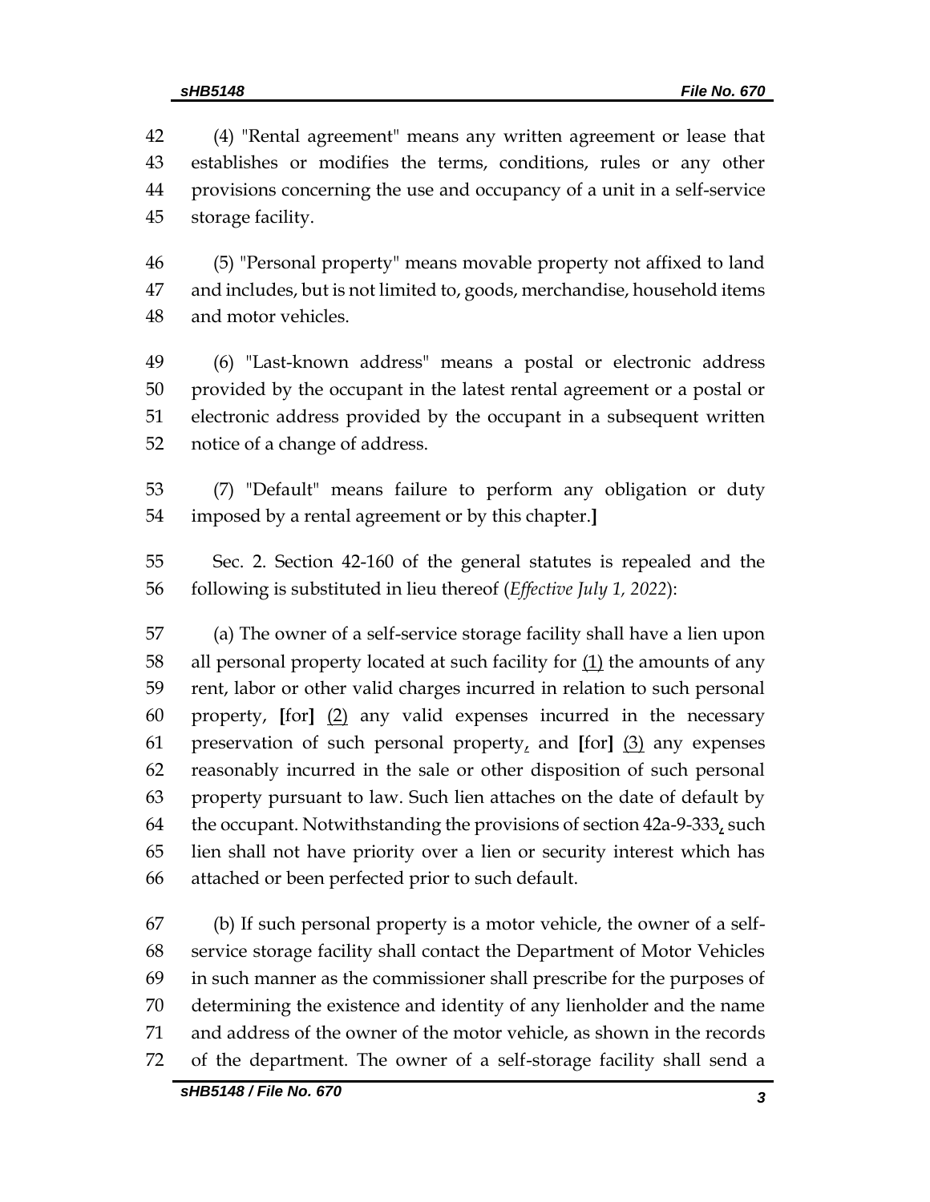(4) "Rental agreement" means any written agreement or lease that establishes or modifies the terms, conditions, rules or any other provisions concerning the use and occupancy of a unit in a self-service storage facility.

(5) "Personal property" means movable property not affixed to land and includes, but is not limited to, goods, merchandise, household items and motor vehicles.

(6) "Last-known address" means a postal or electronic address provided by the occupant in the latest rental agreement or a postal or electronic address provided by the occupant in a subsequent written notice of a change of address.

(7) "Default" means failure to perform any obligation or duty imposed by a rental agreement or by this chapter.]

Sec. 2. Section 42-160 of the general statutes is repealed and the following is substituted in lieu thereof (*Effective July 1, 2022*):

(a) The owner of a self-service storage facility shall have a lien upon all personal property located at such facility for (1) the amounts of any rent, labor or other valid charges incurred in relation to such personal property, [for] (2) any valid expenses incurred in the necessary preservation of such personal property, and [for] (3) any expenses reasonably incurred in the sale or other disposition of such personal property pursuant to law. Such lien attaches on the date of default by the occupant. Notwithstanding the provisions of section 42a-9-333, such lien shall not have priority over a lien or security interest which has attached or been perfected prior to such default.

(b) If such personal property is a motor vehicle, the owner of a self-service storage facility shall contact the Department of Motor Vehicles in such manner as the commissioner shall prescribe for the purposes of determining the existence and identity of any lienholder and the name and address of the owner of the motor vehicle, as shown in the records of the department. The owner of a self-storage facility shall send a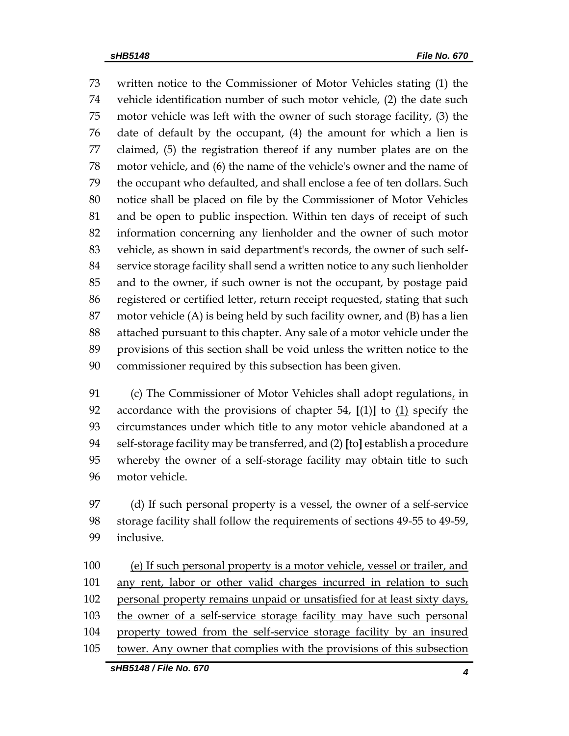written notice to the Commissioner of Motor Vehicles stating (1) the vehicle identification number of such motor vehicle, (2) the date such motor vehicle was left with the owner of such storage facility, (3) the date of default by the occupant, (4) the amount for which a lien is claimed, (5) the registration thereof if any number plates are on the motor vehicle, and (6) the name of the vehicle's owner and the name of the occupant who defaulted, and shall enclose a fee of ten dollars. Such notice shall be placed on file by the Commissioner of Motor Vehicles and be open to public inspection. Within ten days of receipt of such information concerning any lienholder and the owner of such motor vehicle, as shown in said department's records, the owner of such self-service storage facility shall send a written notice to any such lienholder and to the owner, if such owner is not the occupant, by postage paid registered or certified letter, return receipt requested, stating that such motor vehicle (A) is being held by such facility owner, and (B) has a lien attached pursuant to this chapter. Any sale of a motor vehicle under the provisions of this section shall be void unless the written notice to the commissioner required by this subsection has been given.

(c) The Commissioner of Motor Vehicles shall adopt regulations, in accordance with the provisions of chapter 54, **[**(1)**]** to (1) specify the circumstances under which title to any motor vehicle abandoned at a self-storage facility may be transferred, and (2) **[**to**]** establish a procedure whereby the owner of a self-storage facility may obtain title to such motor vehicle.

(d) If such personal property is a vessel, the owner of a self-service storage facility shall follow the requirements of sections 49-55 to 49-59, inclusive.

(e) If such personal property is a motor vehicle, vessel or trailer, and any rent, labor or other valid charges incurred in relation to such personal property remains unpaid or unsatisfied for at least sixty days, the owner of a self-service storage facility may have such personal property towed from the self-service storage facility by an insured tower. Any owner that complies with the provisions of this subsection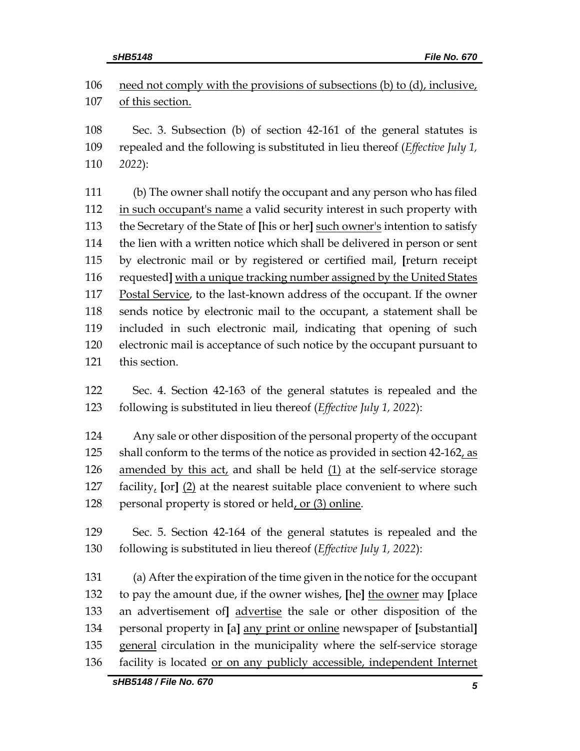need not comply with the provisions of subsections (b) to (d), inclusive, of this section.

Sec. 3. Subsection (b) of section 42-161 of the general statutes is repealed and the following is substituted in lieu thereof (*Effective July 1, 2022*):

(b) The owner shall notify the occupant and any person who has filed in such occupant's name a valid security interest in such property with the Secretary of the State of [his or her] such owner's intention to satisfy the lien with a written notice which shall be delivered in person or sent by electronic mail or by registered or certified mail, [return receipt requested] with a unique tracking number assigned by the United States Postal Service, to the last-known address of the occupant. If the owner sends notice by electronic mail to the occupant, a statement shall be included in such electronic mail, indicating that opening of such electronic mail is acceptance of such notice by the occupant pursuant to this section.

Sec. 4. Section 42-163 of the general statutes is repealed and the following is substituted in lieu thereof (*Effective July 1, 2022*):

Any sale or other disposition of the personal property of the occupant shall conform to the terms of the notice as provided in section 42-162, as amended by this act, and shall be held (1) at the self-service storage facility, [or] (2) at the nearest suitable place convenient to where such personal property is stored or held, or (3) online.

Sec. 5. Section 42-164 of the general statutes is repealed and the following is substituted in lieu thereof (*Effective July 1, 2022*):

(a) After the expiration of the time given in the notice for the occupant to pay the amount due, if the owner wishes, [he] the owner may [place an advertisement of] advertise the sale or other disposition of the personal property in [a] any print or online newspaper of [substantial] general circulation in the municipality where the self-service storage facility is located or on any publicly accessible, independent Internet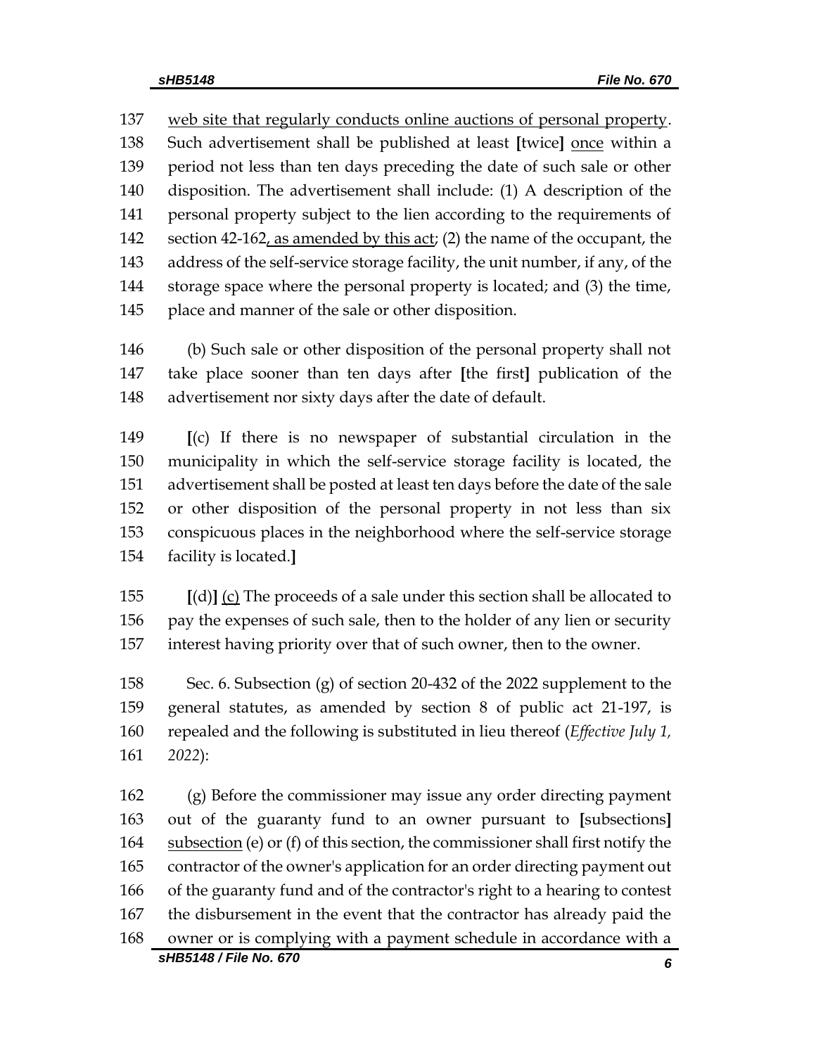web site that regularly conducts online auctions of personal property. Such advertisement shall be published at least **[**twice**]** once within a period not less than ten days preceding the date of such sale or other disposition. The advertisement shall include: (1) A description of the personal property subject to the lien according to the requirements of section 42-162, as amended by this act; (2) the name of the occupant, the address of the self-service storage facility, the unit number, if any, of the storage space where the personal property is located; and (3) the time, place and manner of the sale or other disposition.

(b) Such sale or other disposition of the personal property shall not take place sooner than ten days after **[**the first**]** publication of the advertisement nor sixty days after the date of default.

**[**(c) If there is no newspaper of substantial circulation in the municipality in which the self-service storage facility is located, the advertisement shall be posted at least ten days before the date of the sale or other disposition of the personal property in not less than six conspicuous places in the neighborhood where the self-service storage facility is located.**]**

**[**(d)**]** (c) The proceeds of a sale under this section shall be allocated to pay the expenses of such sale, then to the holder of any lien or security interest having priority over that of such owner, then to the owner.

Sec. 6. Subsection (g) of section 20-432 of the 2022 supplement to the general statutes, as amended by section 8 of public act 21-197, is repealed and the following is substituted in lieu thereof (*Effective July 1, 2022*):

(g) Before the commissioner may issue any order directing payment out of the guaranty fund to an owner pursuant to **[**subsections**]** subsection (e) or (f) of this section, the commissioner shall first notify the contractor of the owner's application for an order directing payment out of the guaranty fund and of the contractor's right to a hearing to contest the disbursement in the event that the contractor has already paid the owner or is complying with a payment schedule in accordance with a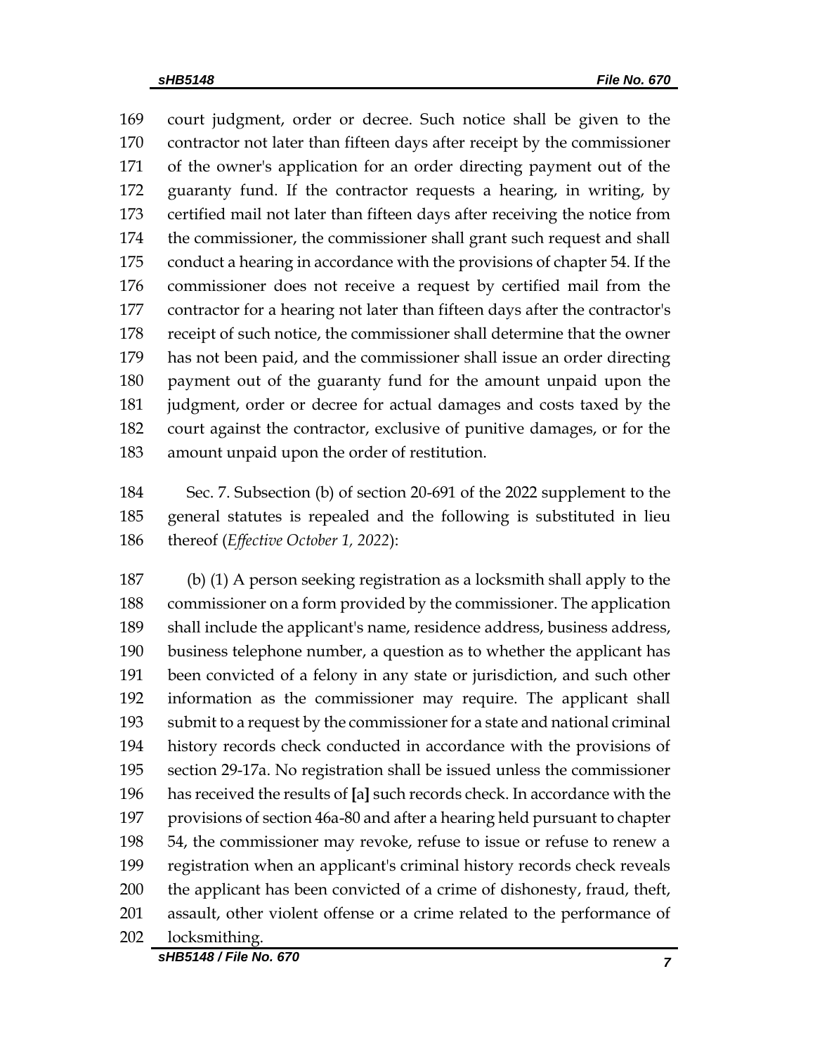court judgment, order or decree. Such notice shall be given to the contractor not later than fifteen days after receipt by the commissioner of the owner's application for an order directing payment out of the guaranty fund. If the contractor requests a hearing, in writing, by certified mail not later than fifteen days after receiving the notice from the commissioner, the commissioner shall grant such request and shall conduct a hearing in accordance with the provisions of chapter 54. If the commissioner does not receive a request by certified mail from the contractor for a hearing not later than fifteen days after the contractor's receipt of such notice, the commissioner shall determine that the owner has not been paid, and the commissioner shall issue an order directing payment out of the guaranty fund for the amount unpaid upon the judgment, order or decree for actual damages and costs taxed by the court against the contractor, exclusive of punitive damages, or for the amount unpaid upon the order of restitution.

Sec. 7. Subsection (b) of section 20-691 of the 2022 supplement to the general statutes is repealed and the following is substituted in lieu thereof (*Effective October 1, 2022*):

(b) (1) A person seeking registration as a locksmith shall apply to the commissioner on a form provided by the commissioner. The application shall include the applicant's name, residence address, business address, business telephone number, a question as to whether the applicant has been convicted of a felony in any state or jurisdiction, and such other information as the commissioner may require. The applicant shall submit to a request by the commissioner for a state and national criminal history records check conducted in accordance with the provisions of section 29-17a. No registration shall be issued unless the commissioner has received the results of **[**a**]** such records check. In accordance with the provisions of section 46a-80 and after a hearing held pursuant to chapter 54, the commissioner may revoke, refuse to issue or refuse to renew a registration when an applicant's criminal history records check reveals the applicant has been convicted of a crime of dishonesty, fraud, theft, assault, other violent offense or a crime related to the performance of locksmithing.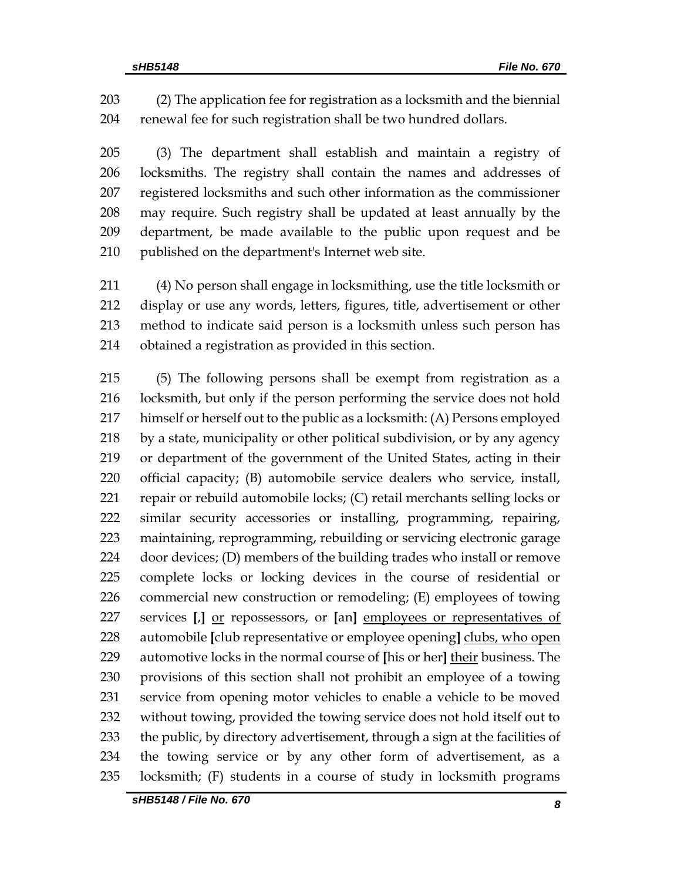(2) The application fee for registration as a locksmith and the biennial renewal fee for such registration shall be two hundred dollars.

(3) The department shall establish and maintain a registry of locksmiths. The registry shall contain the names and addresses of registered locksmiths and such other information as the commissioner may require. Such registry shall be updated at least annually by the department, be made available to the public upon request and be published on the department's Internet web site.

(4) No person shall engage in locksmithing, use the title locksmith or display or use any words, letters, figures, title, advertisement or other method to indicate said person is a locksmith unless such person has obtained a registration as provided in this section.

(5) The following persons shall be exempt from registration as a locksmith, but only if the person performing the service does not hold himself or herself out to the public as a locksmith: (A) Persons employed by a state, municipality or other political subdivision, or by any agency or department of the government of the United States, acting in their official capacity; (B) automobile service dealers who service, install, repair or rebuild automobile locks; (C) retail merchants selling locks or similar security accessories or installing, programming, repairing, maintaining, reprogramming, rebuilding or servicing electronic garage door devices; (D) members of the building trades who install or remove complete locks or locking devices in the course of residential or commercial new construction or remodeling; (E) employees of towing services [,] <u>or</u> repossessors, or [an] <u>employees or representatives of</u> automobile [club representative or employee opening] <u>clubs, who open</u> automotive locks in the normal course of [his or her] <u>their</u> business. The provisions of this section shall not prohibit an employee of a towing service from opening motor vehicles to enable a vehicle to be moved without towing, provided the towing service does not hold itself out to the public, by directory advertisement, through a sign at the facilities of the towing service or by any other form of advertisement, as a locksmith; (F) students in a course of study in locksmith programs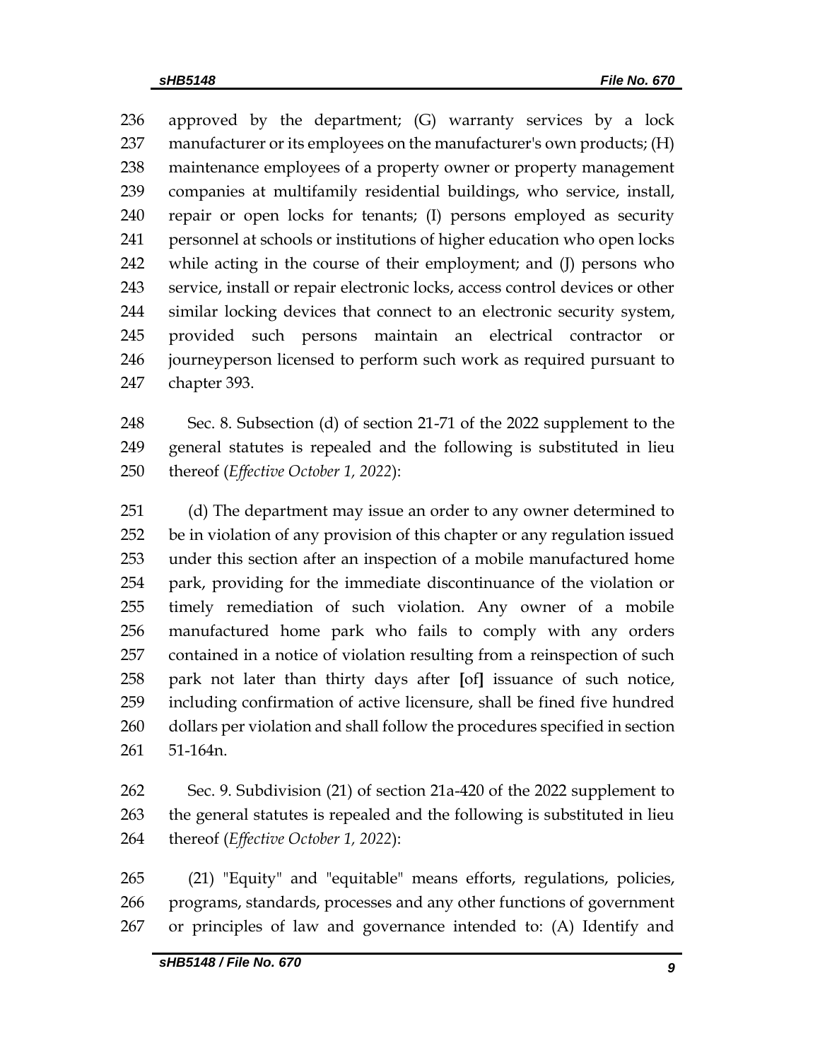approved by the department; (G) warranty services by a lock manufacturer or its employees on the manufacturer's own products; (H) maintenance employees of a property owner or property management companies at multifamily residential buildings, who service, install, repair or open locks for tenants; (I) persons employed as security personnel at schools or institutions of higher education who open locks while acting in the course of their employment; and (J) persons who service, install or repair electronic locks, access control devices or other similar locking devices that connect to an electronic security system, provided such persons maintain an electrical contractor or journeyperson licensed to perform such work as required pursuant to chapter 393.

Sec. 8. Subsection (d) of section 21-71 of the 2022 supplement to the general statutes is repealed and the following is substituted in lieu thereof (*Effective October 1, 2022*):

(d) The department may issue an order to any owner determined to be in violation of any provision of this chapter or any regulation issued under this section after an inspection of a mobile manufactured home park, providing for the immediate discontinuance of the violation or timely remediation of such violation. Any owner of a mobile manufactured home park who fails to comply with any orders contained in a notice of violation resulting from a reinspection of such park not later than thirty days after **[**of**]** issuance of such notice, including confirmation of active licensure, shall be fined five hundred dollars per violation and shall follow the procedures specified in section 51-164n.

Sec. 9. Subdivision (21) of section 21a-420 of the 2022 supplement to the general statutes is repealed and the following is substituted in lieu thereof (*Effective October 1, 2022*):

(21) "Equity" and "equitable" means efforts, regulations, policies, programs, standards, processes and any other functions of government or principles of law and governance intended to: (A) Identify and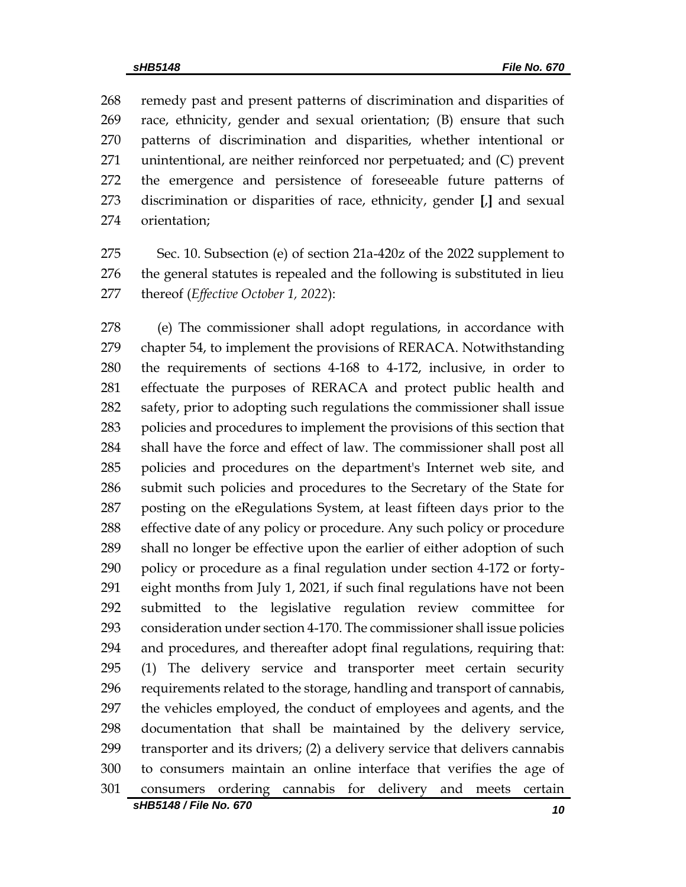remedy past and present patterns of discrimination and disparities of race, ethnicity, gender and sexual orientation; (B) ensure that such patterns of discrimination and disparities, whether intentional or unintentional, are neither reinforced nor perpetuated; and (C) prevent the emergence and persistence of foreseeable future patterns of discrimination or disparities of race, ethnicity, gender **[**,**]** and sexual orientation;

Sec. 10. Subsection (e) of section 21a-420z of the 2022 supplement to the general statutes is repealed and the following is substituted in lieu thereof (*Effective October 1, 2022*):

(e) The commissioner shall adopt regulations, in accordance with chapter 54, to implement the provisions of RERACA. Notwithstanding the requirements of sections 4-168 to 4-172, inclusive, in order to effectuate the purposes of RERACA and protect public health and safety, prior to adopting such regulations the commissioner shall issue policies and procedures to implement the provisions of this section that shall have the force and effect of law. The commissioner shall post all policies and procedures on the department's Internet web site, and submit such policies and procedures to the Secretary of the State for posting on the eRegulations System, at least fifteen days prior to the effective date of any policy or procedure. Any such policy or procedure shall no longer be effective upon the earlier of either adoption of such policy or procedure as a final regulation under section 4-172 or forty-eight months from July 1, 2021, if such final regulations have not been submitted to the legislative regulation review committee for consideration under section 4-170. The commissioner shall issue policies and procedures, and thereafter adopt final regulations, requiring that: (1) The delivery service and transporter meet certain security requirements related to the storage, handling and transport of cannabis, the vehicles employed, the conduct of employees and agents, and the documentation that shall be maintained by the delivery service, transporter and its drivers; (2) a delivery service that delivers cannabis to consumers maintain an online interface that verifies the age of consumers ordering cannabis for delivery and meets certain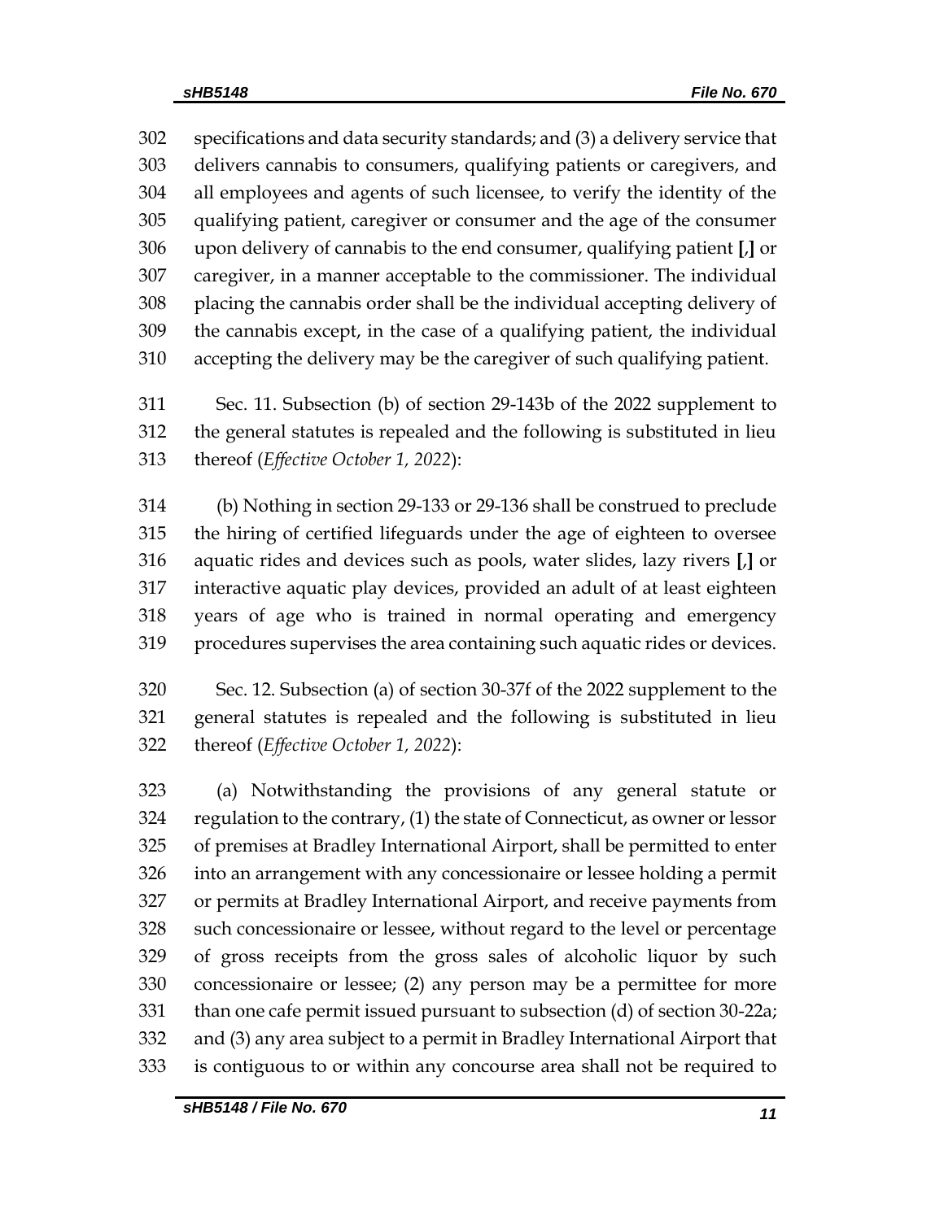specifications and data security standards; and (3) a delivery service that delivers cannabis to consumers, qualifying patients or caregivers, and all employees and agents of such licensee, to verify the identity of the qualifying patient, caregiver or consumer and the age of the consumer upon delivery of cannabis to the end consumer, qualifying patient **[**,**]** or caregiver, in a manner acceptable to the commissioner. The individual placing the cannabis order shall be the individual accepting delivery of the cannabis except, in the case of a qualifying patient, the individual accepting the delivery may be the caregiver of such qualifying patient.

Sec. 11. Subsection (b) of section 29-143b of the 2022 supplement to the general statutes is repealed and the following is substituted in lieu thereof (*Effective October 1, 2022*):

(b) Nothing in section 29-133 or 29-136 shall be construed to preclude the hiring of certified lifeguards under the age of eighteen to oversee aquatic rides and devices such as pools, water slides, lazy rivers **[**,**]** or interactive aquatic play devices, provided an adult of at least eighteen years of age who is trained in normal operating and emergency procedures supervises the area containing such aquatic rides or devices.

Sec. 12. Subsection (a) of section 30-37f of the 2022 supplement to the general statutes is repealed and the following is substituted in lieu thereof (*Effective October 1, 2022*):

(a) Notwithstanding the provisions of any general statute or regulation to the contrary, (1) the state of Connecticut, as owner or lessor of premises at Bradley International Airport, shall be permitted to enter into an arrangement with any concessionaire or lessee holding a permit or permits at Bradley International Airport, and receive payments from such concessionaire or lessee, without regard to the level or percentage of gross receipts from the gross sales of alcoholic liquor by such concessionaire or lessee; (2) any person may be a permittee for more than one cafe permit issued pursuant to subsection (d) of section 30-22a; and (3) any area subject to a permit in Bradley International Airport that is contiguous to or within any concourse area shall not be required to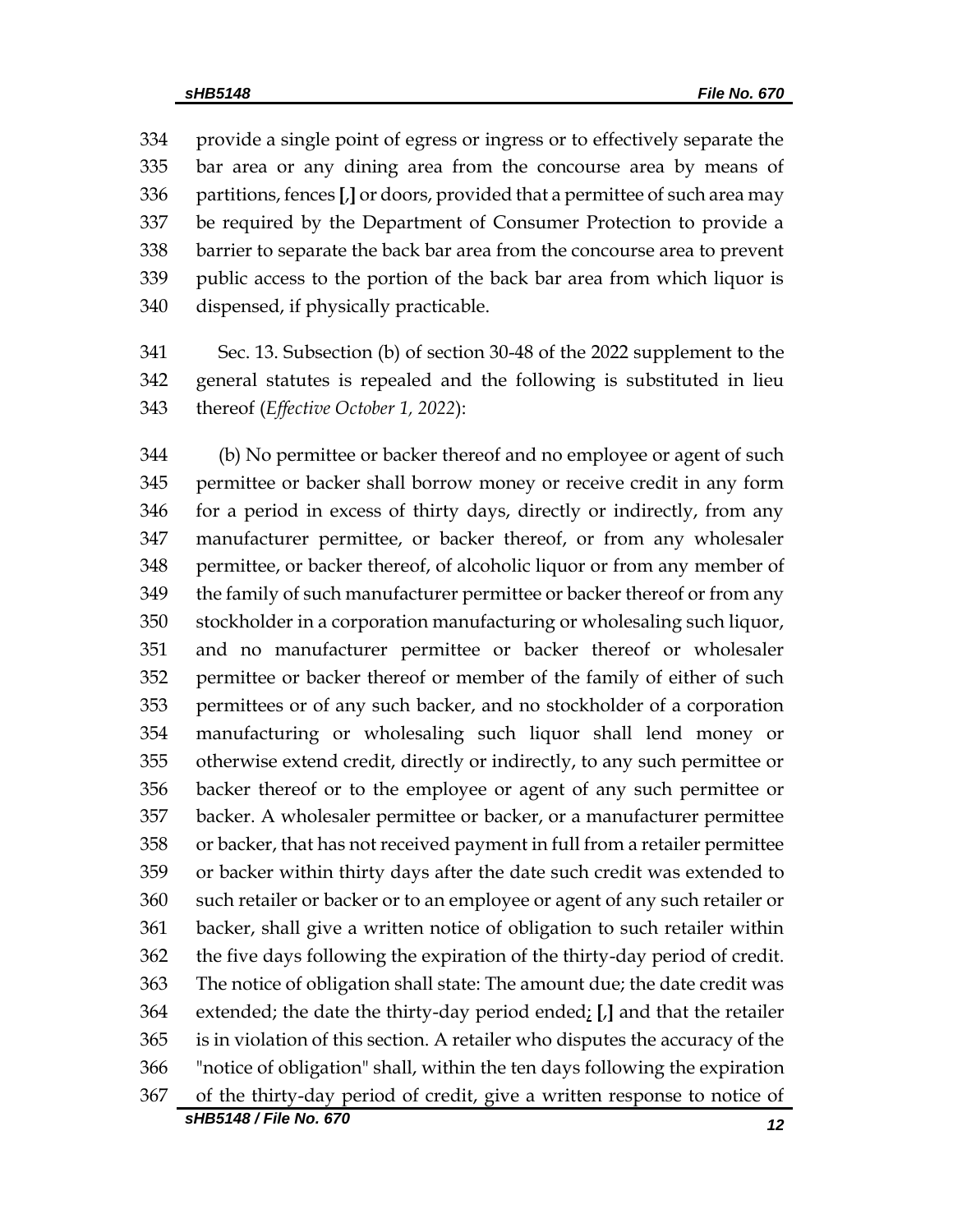provide a single point of egress or ingress or to effectively separate the bar area or any dining area from the concourse area by means of partitions, fences **[**,**]** or doors, provided that a permittee of such area may be required by the Department of Consumer Protection to provide a barrier to separate the back bar area from the concourse area to prevent public access to the portion of the back bar area from which liquor is dispensed, if physically practicable.

Sec. 13. Subsection (b) of section 30-48 of the 2022 supplement to the general statutes is repealed and the following is substituted in lieu thereof (*Effective October 1, 2022*):

(b) No permittee or backer thereof and no employee or agent of such permittee or backer shall borrow money or receive credit in any form for a period in excess of thirty days, directly or indirectly, from any manufacturer permittee, or backer thereof, or from any wholesaler permittee, or backer thereof, of alcoholic liquor or from any member of the family of such manufacturer permittee or backer thereof or from any stockholder in a corporation manufacturing or wholesaling such liquor, and no manufacturer permittee or backer thereof or wholesaler permittee or backer thereof or member of the family of either of such permittees or of any such backer, and no stockholder of a corporation manufacturing or wholesaling such liquor shall lend money or otherwise extend credit, directly or indirectly, to any such permittee or backer thereof or to the employee or agent of any such permittee or backer. A wholesaler permittee or backer, or a manufacturer permittee or backer, that has not received payment in full from a retailer permittee or backer within thirty days after the date such credit was extended to such retailer or backer or to an employee or agent of any such retailer or backer, shall give a written notice of obligation to such retailer within the five days following the expiration of the thirty-day period of credit. The notice of obligation shall state: The amount due; the date credit was extended; the date the thirty-day period ended; **[**,**]** and that the retailer is in violation of this section. A retailer who disputes the accuracy of the "notice of obligation" shall, within the ten days following the expiration of the thirty-day period of credit, give a written response to notice of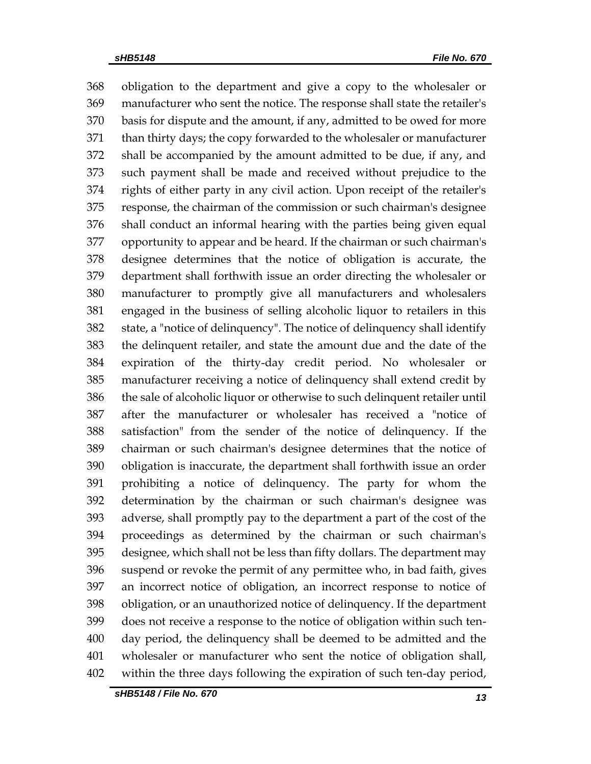obligation to the department and give a copy to the wholesaler or manufacturer who sent the notice. The response shall state the retailer's basis for dispute and the amount, if any, admitted to be owed for more than thirty days; the copy forwarded to the wholesaler or manufacturer shall be accompanied by the amount admitted to be due, if any, and such payment shall be made and received without prejudice to the rights of either party in any civil action. Upon receipt of the retailer's response, the chairman of the commission or such chairman's designee shall conduct an informal hearing with the parties being given equal opportunity to appear and be heard. If the chairman or such chairman's designee determines that the notice of obligation is accurate, the department shall forthwith issue an order directing the wholesaler or manufacturer to promptly give all manufacturers and wholesalers engaged in the business of selling alcoholic liquor to retailers in this state, a "notice of delinquency". The notice of delinquency shall identify the delinquent retailer, and state the amount due and the date of the expiration of the thirty-day credit period. No wholesaler or manufacturer receiving a notice of delinquency shall extend credit by the sale of alcoholic liquor or otherwise to such delinquent retailer until after the manufacturer or wholesaler has received a "notice of satisfaction" from the sender of the notice of delinquency. If the chairman or such chairman's designee determines that the notice of obligation is inaccurate, the department shall forthwith issue an order prohibiting a notice of delinquency. The party for whom the determination by the chairman or such chairman's designee was adverse, shall promptly pay to the department a part of the cost of the proceedings as determined by the chairman or such chairman's designee, which shall not be less than fifty dollars. The department may suspend or revoke the permit of any permittee who, in bad faith, gives an incorrect notice of obligation, an incorrect response to notice of obligation, or an unauthorized notice of delinquency. If the department does not receive a response to the notice of obligation within such ten-day period, the delinquency shall be deemed to be admitted and the wholesaler or manufacturer who sent the notice of obligation shall, within the three days following the expiration of such ten-day period,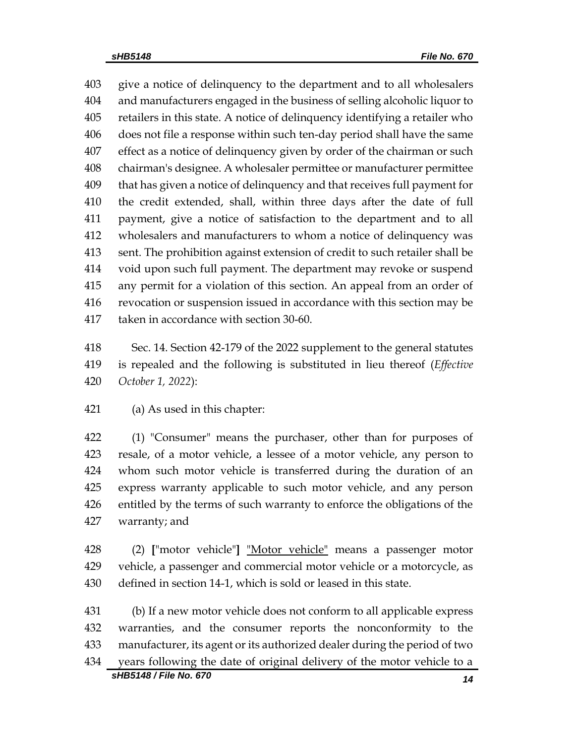give a notice of delinquency to the department and to all wholesalers and manufacturers engaged in the business of selling alcoholic liquor to retailers in this state. A notice of delinquency identifying a retailer who does not file a response within such ten-day period shall have the same effect as a notice of delinquency given by order of the chairman or such chairman's designee. A wholesaler permittee or manufacturer permittee that has given a notice of delinquency and that receives full payment for the credit extended, shall, within three days after the date of full payment, give a notice of satisfaction to the department and to all wholesalers and manufacturers to whom a notice of delinquency was sent. The prohibition against extension of credit to such retailer shall be void upon such full payment. The department may revoke or suspend any permit for a violation of this section. An appeal from an order of revocation or suspension issued in accordance with this section may be taken in accordance with section 30-60.

Sec. 14. Section 42-179 of the 2022 supplement to the general statutes is repealed and the following is substituted in lieu thereof (*Effective October 1, 2022*):

(a) As used in this chapter:

(1) "Consumer" means the purchaser, other than for purposes of resale, of a motor vehicle, a lessee of a motor vehicle, any person to whom such motor vehicle is transferred during the duration of an express warranty applicable to such motor vehicle, and any person entitled by the terms of such warranty to enforce the obligations of the warranty; and

(2) **[**"motor vehicle"**]** <u>"Motor vehicle"</u> means a passenger motor vehicle, a passenger and commercial motor vehicle or a motorcycle, as defined in section 14-1, which is sold or leased in this state.

(b) If a new motor vehicle does not conform to all applicable express warranties, and the consumer reports the nonconformity to the manufacturer, its agent or its authorized dealer during the period of two years following the date of original delivery of the motor vehicle to a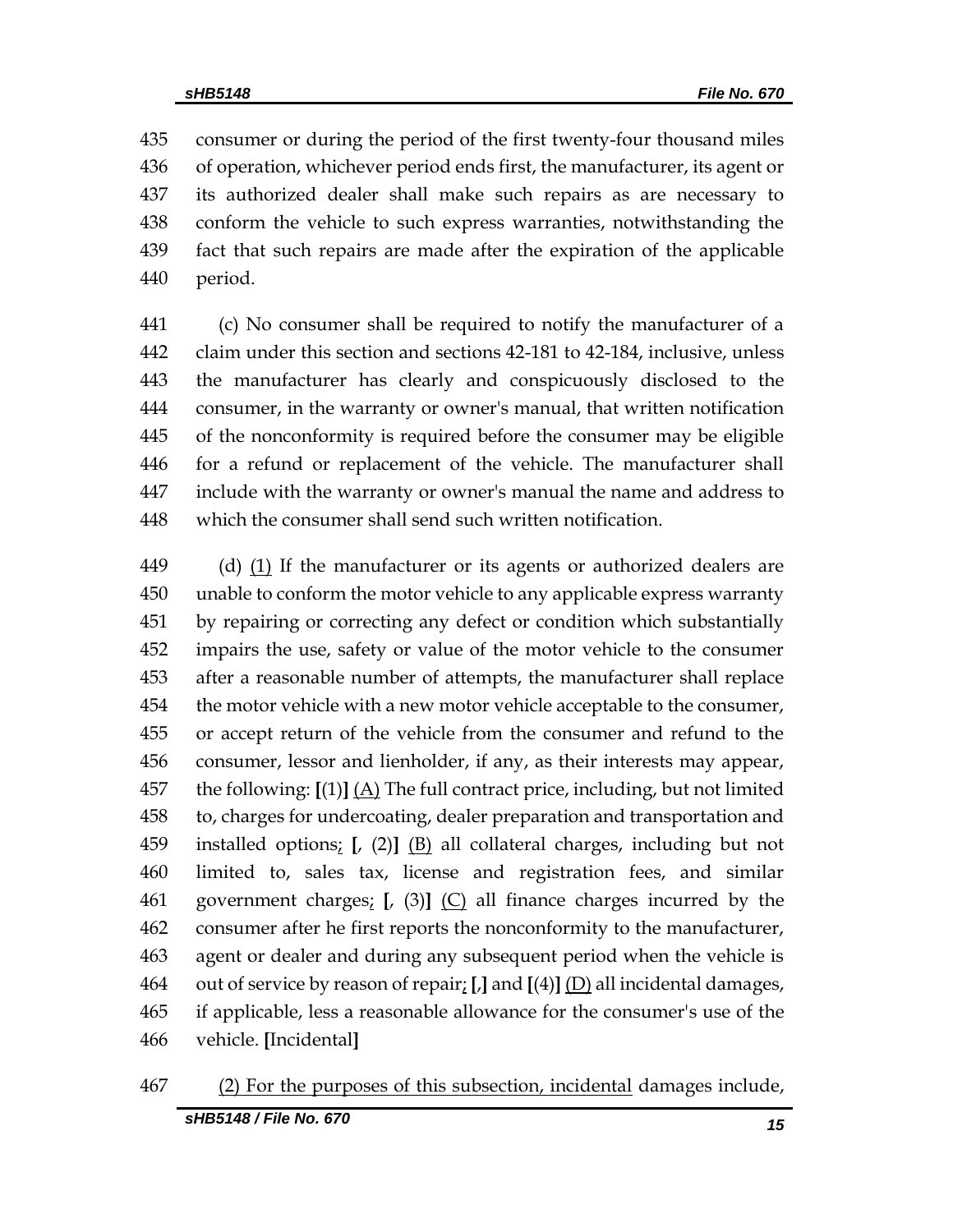consumer or during the period of the first twenty-four thousand miles of operation, whichever period ends first, the manufacturer, its agent or its authorized dealer shall make such repairs as are necessary to conform the vehicle to such express warranties, notwithstanding the fact that such repairs are made after the expiration of the applicable period.

(c) No consumer shall be required to notify the manufacturer of a claim under this section and sections 42-181 to 42-184, inclusive, unless the manufacturer has clearly and conspicuously disclosed to the consumer, in the warranty or owner's manual, that written notification of the nonconformity is required before the consumer may be eligible for a refund or replacement of the vehicle. The manufacturer shall include with the warranty or owner's manual the name and address to which the consumer shall send such written notification.

(d) (1) If the manufacturer or its agents or authorized dealers are unable to conform the motor vehicle to any applicable express warranty by repairing or correcting any defect or condition which substantially impairs the use, safety or value of the motor vehicle to the consumer after a reasonable number of attempts, the manufacturer shall replace the motor vehicle with a new motor vehicle acceptable to the consumer, or accept return of the vehicle from the consumer and refund to the consumer, lessor and lienholder, if any, as their interests may appear, the following: **[**(1)**]** (A) The full contract price, including, but not limited to, charges for undercoating, dealer preparation and transportation and installed options; **[**, (2)**]** (B) all collateral charges, including but not limited to, sales tax, license and registration fees, and similar government charges; **[**, (3)**]** (C) all finance charges incurred by the consumer after he first reports the nonconformity to the manufacturer, agent or dealer and during any subsequent period when the vehicle is out of service by reason of repair; **[**,**]** and **[**(4)**]** (D) all incidental damages, if applicable, less a reasonable allowance for the consumer's use of the vehicle. **[**Incidental**]**

(2) For the purposes of this subsection, incidental damages include,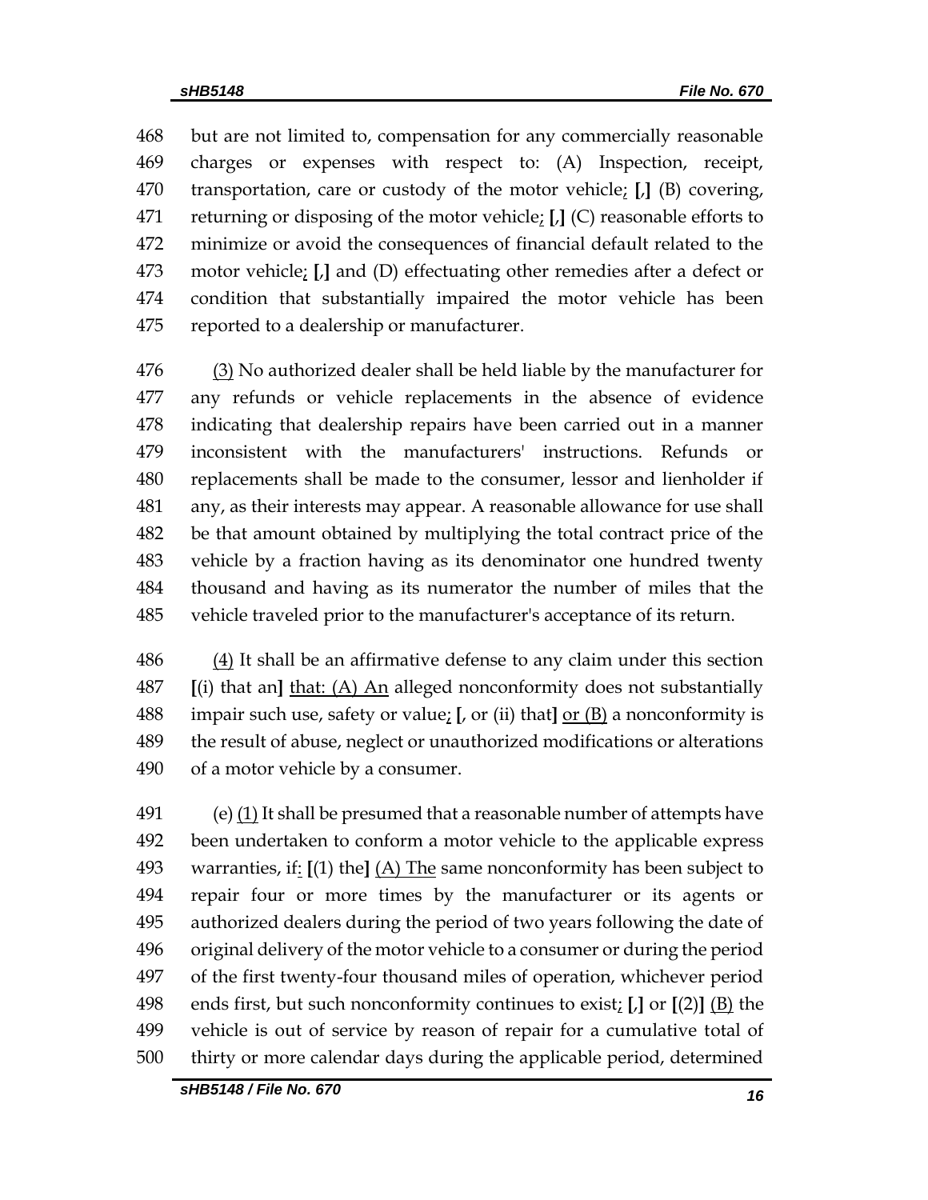468 but are not limited to, compensation for any commercially reasonable
469 charges or expenses with respect to: (A) Inspection, receipt,
470 transportation, care or custody of the motor vehicle; **[**,**]** (B) covering,
471 returning or disposing of the motor vehicle; **[**,**]** (C) reasonable efforts to
472 minimize or avoid the consequences of financial default related to the
473 motor vehicle; **[**,**]** and (D) effectuating other remedies after a defect or
474 condition that substantially impaired the motor vehicle has been
475 reported to a dealership or manufacturer.

476 <u>(3)</u> No authorized dealer shall be held liable by the manufacturer for
477 any refunds or vehicle replacements in the absence of evidence
478 indicating that dealership repairs have been carried out in a manner
479 inconsistent with the manufacturers' instructions. Refunds or
480 replacements shall be made to the consumer, lessor and lienholder if
481 any, as their interests may appear. A reasonable allowance for use shall
482 be that amount obtained by multiplying the total contract price of the
483 vehicle by a fraction having as its denominator one hundred twenty
484 thousand and having as its numerator the number of miles that the
485 vehicle traveled prior to the manufacturer's acceptance of its return.

486 <u>(4)</u> It shall be an affirmative defense to any claim under this section
487 **[**(i) that an**]** <u>that: (A) An</u> alleged nonconformity does not substantially
488 impair such use, safety or value<u>;</u> **[**, or (ii) that**]** <u>or (B)</u> a nonconformity is
489 the result of abuse, neglect or unauthorized modifications or alterations
490 of a motor vehicle by a consumer.

491 (e) <u>(1)</u> It shall be presumed that a reasonable number of attempts have
492 been undertaken to conform a motor vehicle to the applicable express
493 warranties, if<u>:</u> **[**(1) the**]** <u>(A) The</u> same nonconformity has been subject to
494 repair four or more times by the manufacturer or its agents or
495 authorized dealers during the period of two years following the date of
496 original delivery of the motor vehicle to a consumer or during the period
497 of the first twenty-four thousand miles of operation, whichever period
498 ends first, but such nonconformity continues to exist<u>;</u> **[**,**]** or **[**(2)**]** <u>(B)</u> the
499 vehicle is out of service by reason of repair for a cumulative total of
500 thirty or more calendar days during the applicable period, determined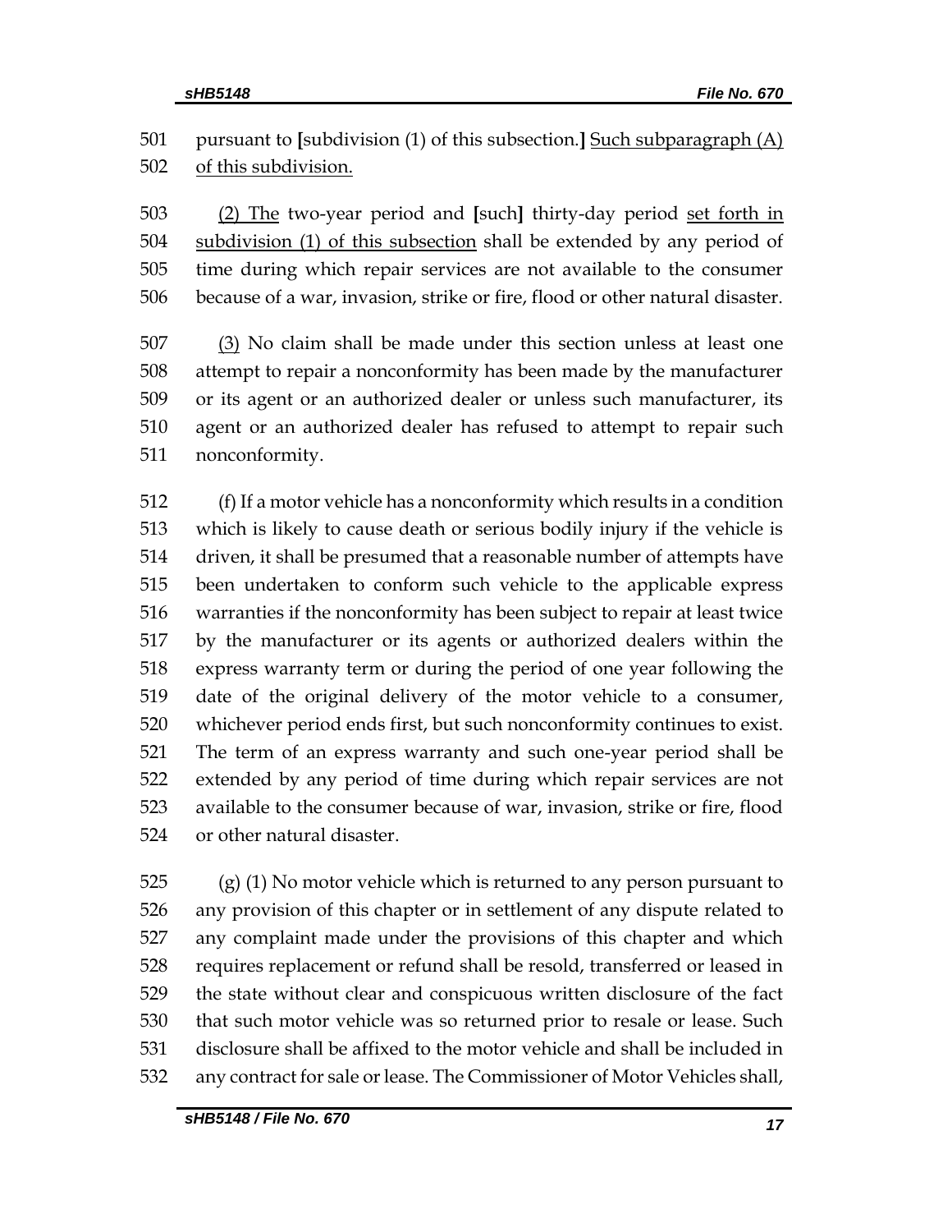pursuant to [subdivision (1) of this subsection.] <u>Such subparagraph (A) of this subdivision.</u>

<u>(2) The</u> two-year period and [such] thirty-day period <u>set forth in subdivision (1) of this subsection</u> shall be extended by any period of time during which repair services are not available to the consumer because of a war, invasion, strike or fire, flood or other natural disaster.

<u>(3)</u> No claim shall be made under this section unless at least one attempt to repair a nonconformity has been made by the manufacturer or its agent or an authorized dealer or unless such manufacturer, its agent or an authorized dealer has refused to attempt to repair such nonconformity.

(f) If a motor vehicle has a nonconformity which results in a condition which is likely to cause death or serious bodily injury if the vehicle is driven, it shall be presumed that a reasonable number of attempts have been undertaken to conform such vehicle to the applicable express warranties if the nonconformity has been subject to repair at least twice by the manufacturer or its agents or authorized dealers within the express warranty term or during the period of one year following the date of the original delivery of the motor vehicle to a consumer, whichever period ends first, but such nonconformity continues to exist. The term of an express warranty and such one-year period shall be extended by any period of time during which repair services are not available to the consumer because of war, invasion, strike or fire, flood or other natural disaster.

(g) (1) No motor vehicle which is returned to any person pursuant to any provision of this chapter or in settlement of any dispute related to any complaint made under the provisions of this chapter and which requires replacement or refund shall be resold, transferred or leased in the state without clear and conspicuous written disclosure of the fact that such motor vehicle was so returned prior to resale or lease. Such disclosure shall be affixed to the motor vehicle and shall be included in any contract for sale or lease. The Commissioner of Motor Vehicles shall,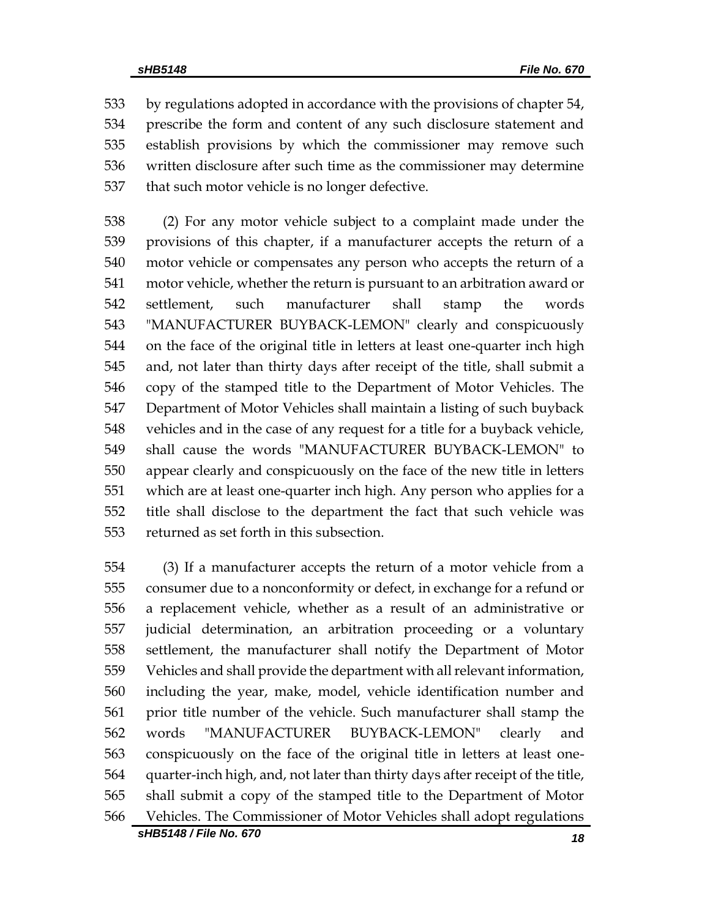by regulations adopted in accordance with the provisions of chapter 54, prescribe the form and content of any such disclosure statement and establish provisions by which the commissioner may remove such written disclosure after such time as the commissioner may determine that such motor vehicle is no longer defective.

(2) For any motor vehicle subject to a complaint made under the provisions of this chapter, if a manufacturer accepts the return of a motor vehicle or compensates any person who accepts the return of a motor vehicle, whether the return is pursuant to an arbitration award or settlement, such manufacturer shall stamp the words "MANUFACTURER BUYBACK-LEMON" clearly and conspicuously on the face of the original title in letters at least one-quarter inch high and, not later than thirty days after receipt of the title, shall submit a copy of the stamped title to the Department of Motor Vehicles. The Department of Motor Vehicles shall maintain a listing of such buyback vehicles and in the case of any request for a title for a buyback vehicle, shall cause the words "MANUFACTURER BUYBACK-LEMON" to appear clearly and conspicuously on the face of the new title in letters which are at least one-quarter inch high. Any person who applies for a title shall disclose to the department the fact that such vehicle was returned as set forth in this subsection.

(3) If a manufacturer accepts the return of a motor vehicle from a consumer due to a nonconformity or defect, in exchange for a refund or a replacement vehicle, whether as a result of an administrative or judicial determination, an arbitration proceeding or a voluntary settlement, the manufacturer shall notify the Department of Motor Vehicles and shall provide the department with all relevant information, including the year, make, model, vehicle identification number and prior title number of the vehicle. Such manufacturer shall stamp the words "MANUFACTURER BUYBACK-LEMON" clearly and conspicuously on the face of the original title in letters at least one-quarter-inch high, and, not later than thirty days after receipt of the title, shall submit a copy of the stamped title to the Department of Motor Vehicles. The Commissioner of Motor Vehicles shall adopt regulations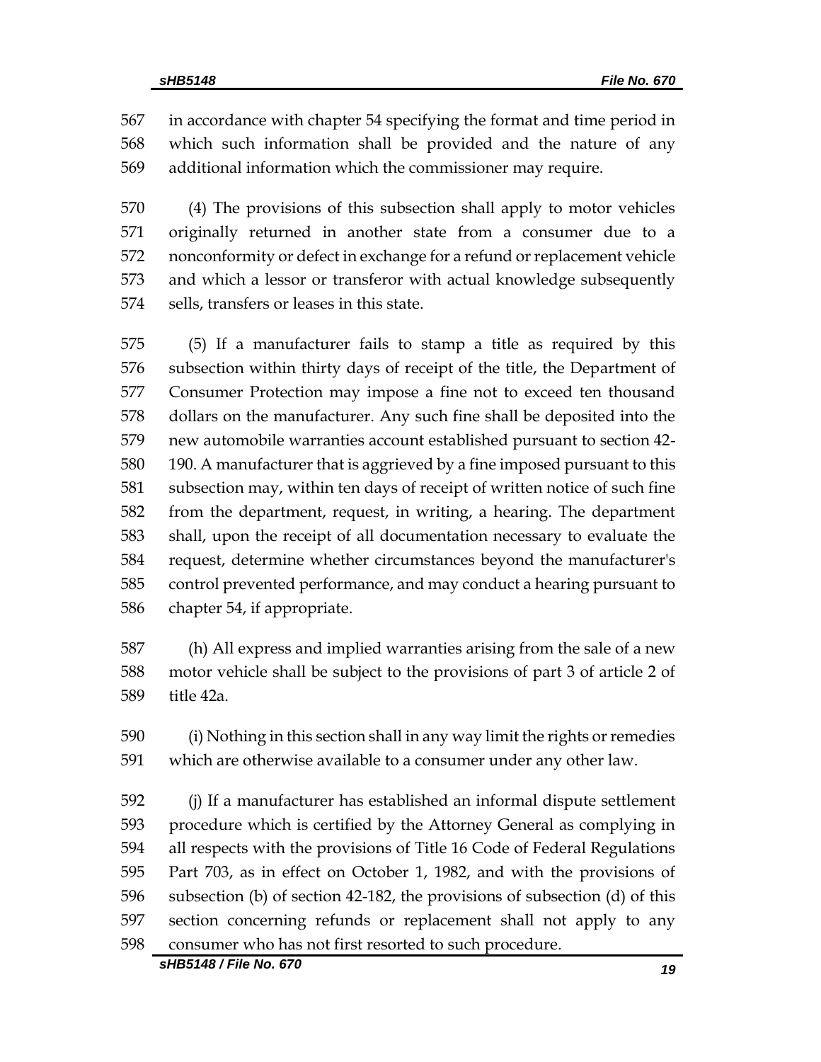in accordance with chapter 54 specifying the format and time period in which such information shall be provided and the nature of any additional information which the commissioner may require.

(4) The provisions of this subsection shall apply to motor vehicles originally returned in another state from a consumer due to a nonconformity or defect in exchange for a refund or replacement vehicle and which a lessor or transferor with actual knowledge subsequently sells, transfers or leases in this state.

(5) If a manufacturer fails to stamp a title as required by this subsection within thirty days of receipt of the title, the Department of Consumer Protection may impose a fine not to exceed ten thousand dollars on the manufacturer. Any such fine shall be deposited into the new automobile warranties account established pursuant to section 42-190. A manufacturer that is aggrieved by a fine imposed pursuant to this subsection may, within ten days of receipt of written notice of such fine from the department, request, in writing, a hearing. The department shall, upon the receipt of all documentation necessary to evaluate the request, determine whether circumstances beyond the manufacturer's control prevented performance, and may conduct a hearing pursuant to chapter 54, if appropriate.

(h) All express and implied warranties arising from the sale of a new motor vehicle shall be subject to the provisions of part 3 of article 2 of title 42a.

(i) Nothing in this section shall in any way limit the rights or remedies which are otherwise available to a consumer under any other law.

(j) If a manufacturer has established an informal dispute settlement procedure which is certified by the Attorney General as complying in all respects with the provisions of Title 16 Code of Federal Regulations Part 703, as in effect on October 1, 1982, and with the provisions of subsection (b) of section 42-182, the provisions of subsection (d) of this section concerning refunds or replacement shall not apply to any consumer who has not first resorted to such procedure.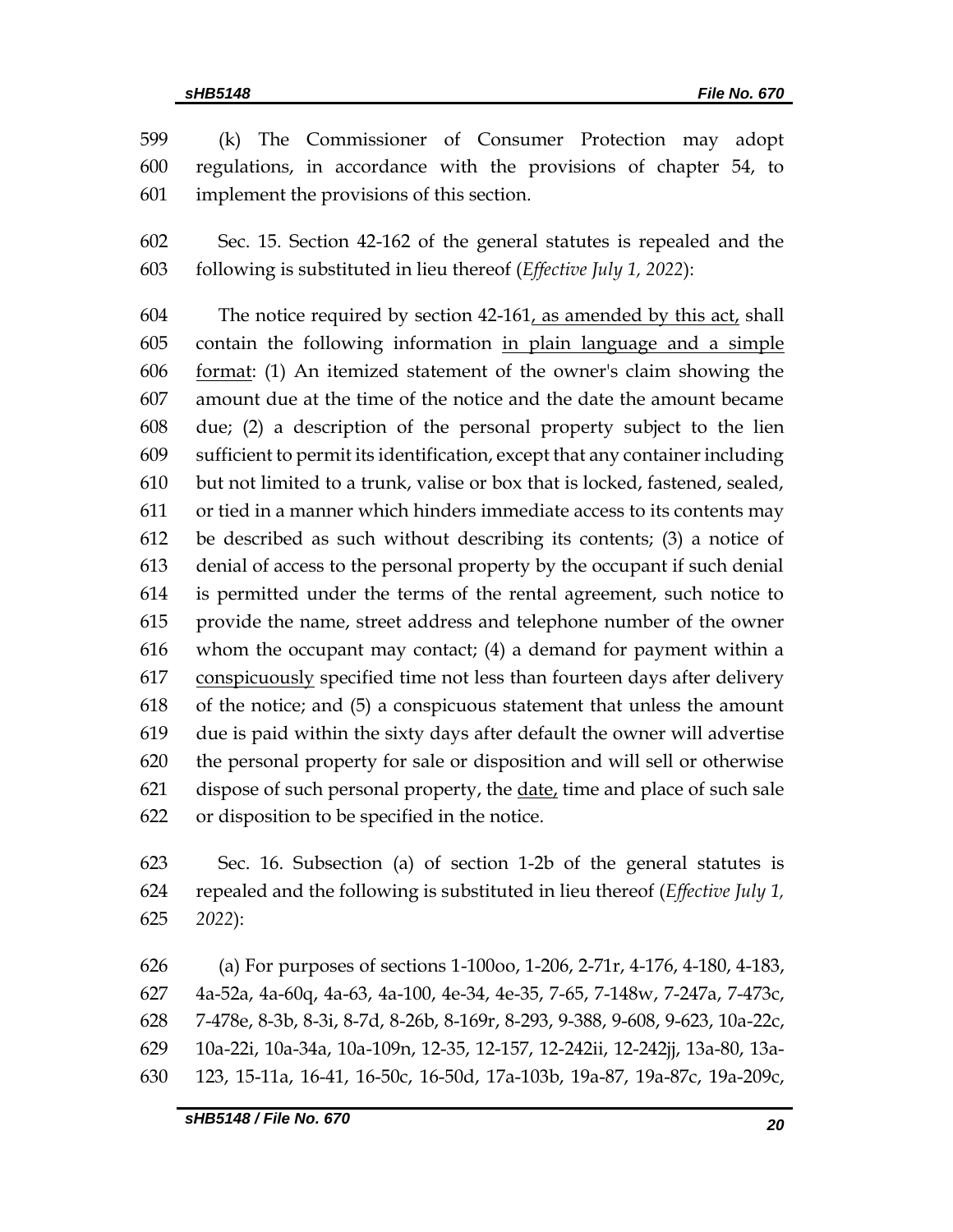(k) The Commissioner of Consumer Protection may adopt regulations, in accordance with the provisions of chapter 54, to implement the provisions of this section.

Sec. 15. Section 42-162 of the general statutes is repealed and the following is substituted in lieu thereof (*Effective July 1, 2022*):

The notice required by section 42-161, as amended by this act, shall contain the following information in plain language and a simple format: (1) An itemized statement of the owner's claim showing the amount due at the time of the notice and the date the amount became due; (2) a description of the personal property subject to the lien sufficient to permit its identification, except that any container including but not limited to a trunk, valise or box that is locked, fastened, sealed, or tied in a manner which hinders immediate access to its contents may be described as such without describing its contents; (3) a notice of denial of access to the personal property by the occupant if such denial is permitted under the terms of the rental agreement, such notice to provide the name, street address and telephone number of the owner whom the occupant may contact; (4) a demand for payment within a conspicuously specified time not less than fourteen days after delivery of the notice; and (5) a conspicuous statement that unless the amount due is paid within the sixty days after default the owner will advertise the personal property for sale or disposition and will sell or otherwise dispose of such personal property, the date, time and place of such sale or disposition to be specified in the notice.

Sec. 16. Subsection (a) of section 1-2b of the general statutes is repealed and the following is substituted in lieu thereof (*Effective July 1, 2022*):

(a) For purposes of sections 1-100oo, 1-206, 2-71r, 4-176, 4-180, 4-183, 4a-52a, 4a-60q, 4a-63, 4a-100, 4e-34, 4e-35, 7-65, 7-148w, 7-247a, 7-473c, 7-478e, 8-3b, 8-3i, 8-7d, 8-26b, 8-169r, 8-293, 9-388, 9-608, 9-623, 10a-22c, 10a-22i, 10a-34a, 10a-109n, 12-35, 12-157, 12-242ii, 12-242jj, 13a-80, 13a-123, 15-11a, 16-41, 16-50c, 16-50d, 17a-103b, 19a-87, 19a-87c, 19a-209c,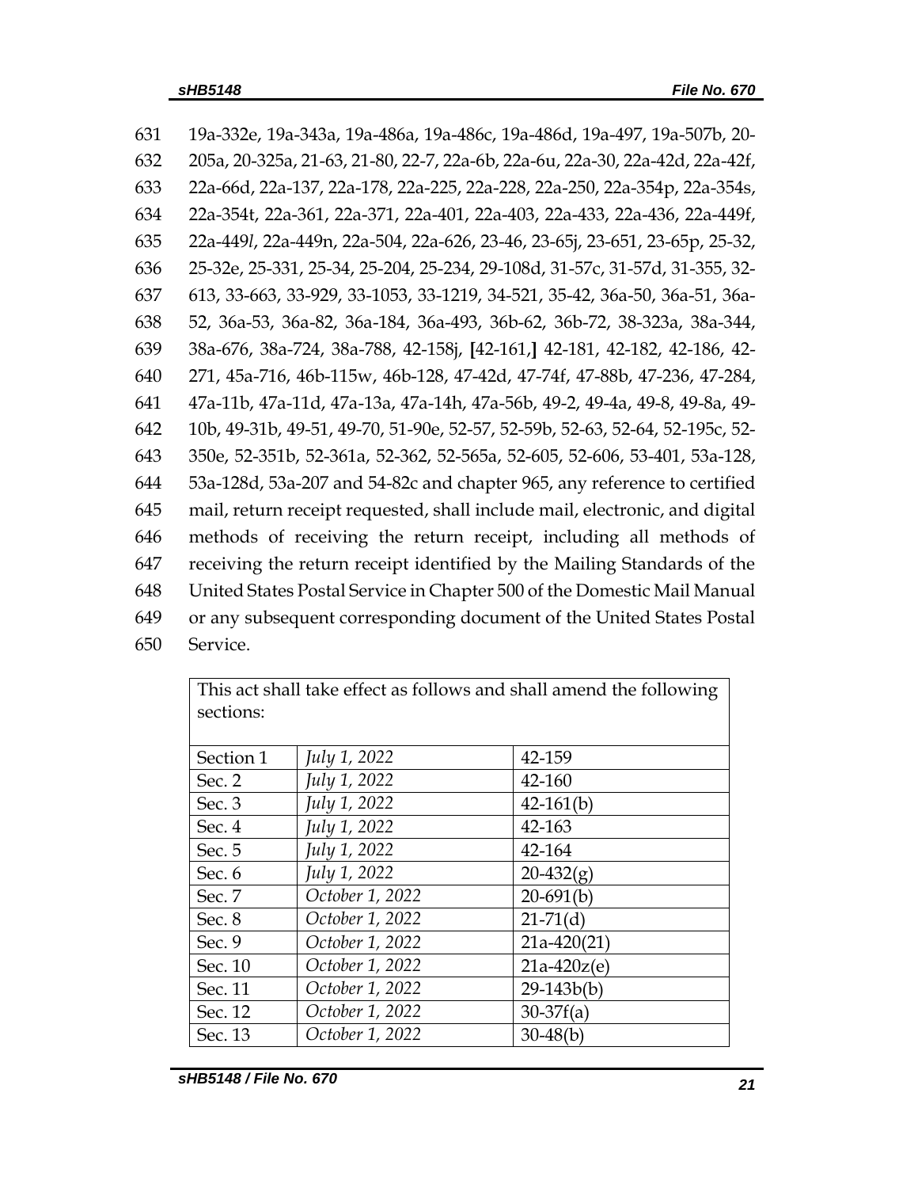631 19a-332e, 19a-343a, 19a-486a, 19a-486c, 19a-486d, 19a-497, 19a-507b, 20-
632 205a, 20-325a, 21-63, 21-80, 22-7, 22a-6b, 22a-6u, 22a-30, 22a-42d, 22a-42f,
633 22a-66d, 22a-137, 22a-178, 22a-225, 22a-228, 22a-250, 22a-354p, 22a-354s,
634 22a-354t, 22a-361, 22a-371, 22a-401, 22a-403, 22a-433, 22a-436, 22a-449f,
635 22a-449*l*, 22a-449n, 22a-504, 22a-626, 23-46, 23-65j, 23-651, 23-65p, 25-32,
636 25-32e, 25-331, 25-34, 25-204, 25-234, 29-108d, 31-57c, 31-57d, 31-355, 32-
637 613, 33-663, 33-929, 33-1053, 33-1219, 34-521, 35-42, 36a-50, 36a-51, 36a-
638 52, 36a-53, 36a-82, 36a-184, 36a-493, 36b-62, 36b-72, 38-323a, 38a-344,
639 38a-676, 38a-724, 38a-788, 42-158j, [42-161,] 42-181, 42-182, 42-186, 42-
640 271, 45a-716, 46b-115w, 46b-128, 47-42d, 47-74f, 47-88b, 47-236, 47-284,
641 47a-11b, 47a-11d, 47a-13a, 47a-14h, 47a-56b, 49-2, 49-4a, 49-8, 49-8a, 49-
642 10b, 49-31b, 49-51, 49-70, 51-90e, 52-57, 52-59b, 52-63, 52-64, 52-195c, 52-
643 350e, 52-351b, 52-361a, 52-362, 52-565a, 52-605, 52-606, 53-401, 53a-128,
644 53a-128d, 53a-207 and 54-82c and chapter 965, any reference to certified
645 mail, return receipt requested, shall include mail, electronic, and digital
646 methods of receiving the return receipt, including all methods of
647 receiving the return receipt identified by the Mailing Standards of the
648 United States Postal Service in Chapter 500 of the Domestic Mail Manual
649 or any subsequent corresponding document of the United States Postal
650 Service.

| This act shall take effect as follows and shall amend the following sections: | | |
|---|---|---|
| Section 1 | *July 1, 2022* | 42-159 |
| Sec. 2 | *July 1, 2022* | 42-160 |
| Sec. 3 | *July 1, 2022* | 42-161(b) |
| Sec. 4 | *July 1, 2022* | 42-163 |
| Sec. 5 | *July 1, 2022* | 42-164 |
| Sec. 6 | *July 1, 2022* | 20-432(g) |
| Sec. 7 | *October 1, 2022* | 20-691(b) |
| Sec. 8 | *October 1, 2022* | 21-71(d) |
| Sec. 9 | *October 1, 2022* | 21a-420(21) |
| Sec. 10 | *October 1, 2022* | 21a-420z(e) |
| Sec. 11 | *October 1, 2022* | 29-143b(b) |
| Sec. 12 | *October 1, 2022* | 30-37f(a) |
| Sec. 13 | *October 1, 2022* | 30-48(b) |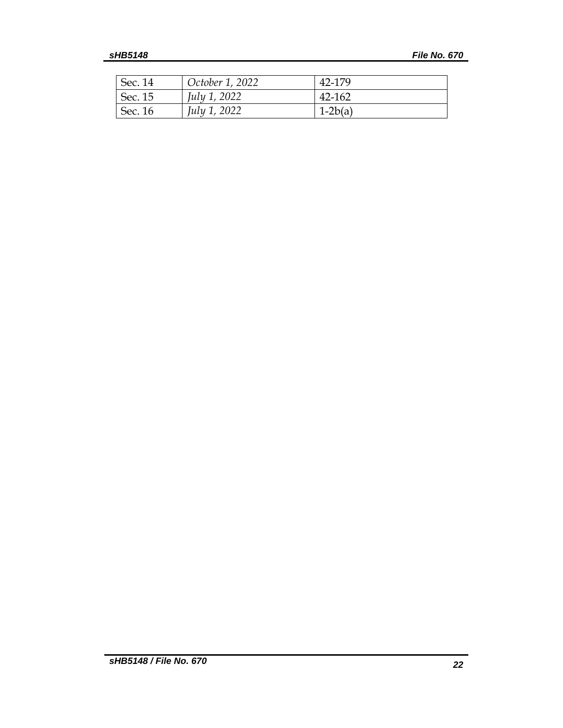| | | |
|---|---|---|
| Sec. 14 | *October 1, 2022* | 42-179 |
| Sec. 15 | *July 1, 2022* | 42-162 |
| Sec. 16 | *July 1, 2022* | 1-2b(a) |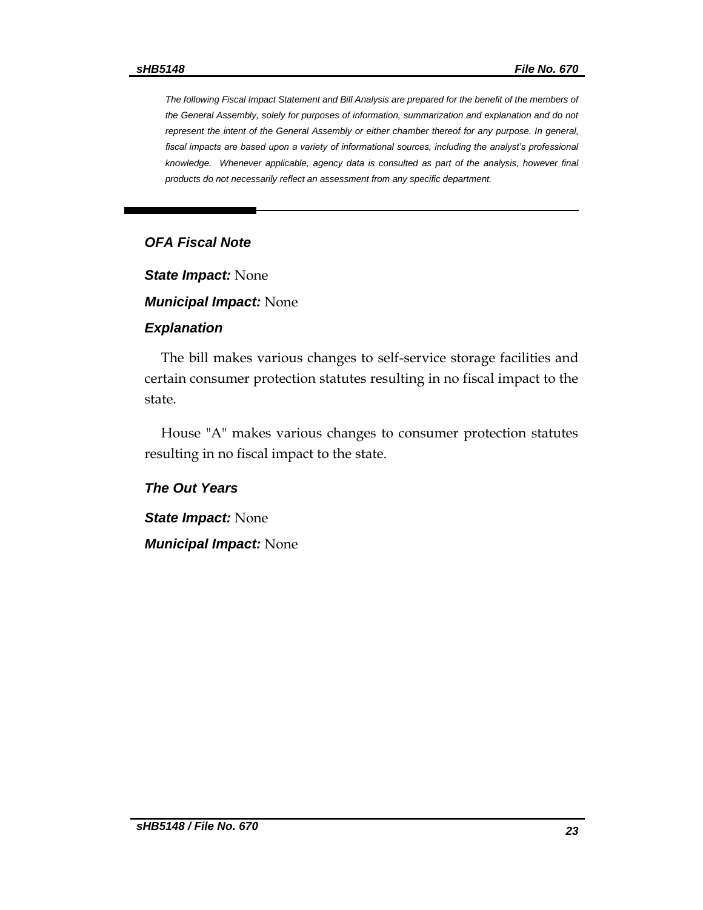*The following Fiscal Impact Statement and Bill Analysis are prepared for the benefit of the members of the General Assembly, solely for purposes of information, summarization and explanation and do not represent the intent of the General Assembly or either chamber thereof for any purpose. In general, fiscal impacts are based upon a variety of informational sources, including the analyst's professional knowledge. Whenever applicable, agency data is consulted as part of the analysis, however final products do not necessarily reflect an assessment from any specific department.*

---

## *OFA Fiscal Note*

***State Impact:*** None

***Municipal Impact:*** None

### *Explanation*

The bill makes various changes to self-service storage facilities and certain consumer protection statutes resulting in no fiscal impact to the state.

House "A" makes various changes to consumer protection statutes resulting in no fiscal impact to the state.

### *The Out Years*

***State Impact:*** None

***Municipal Impact:*** None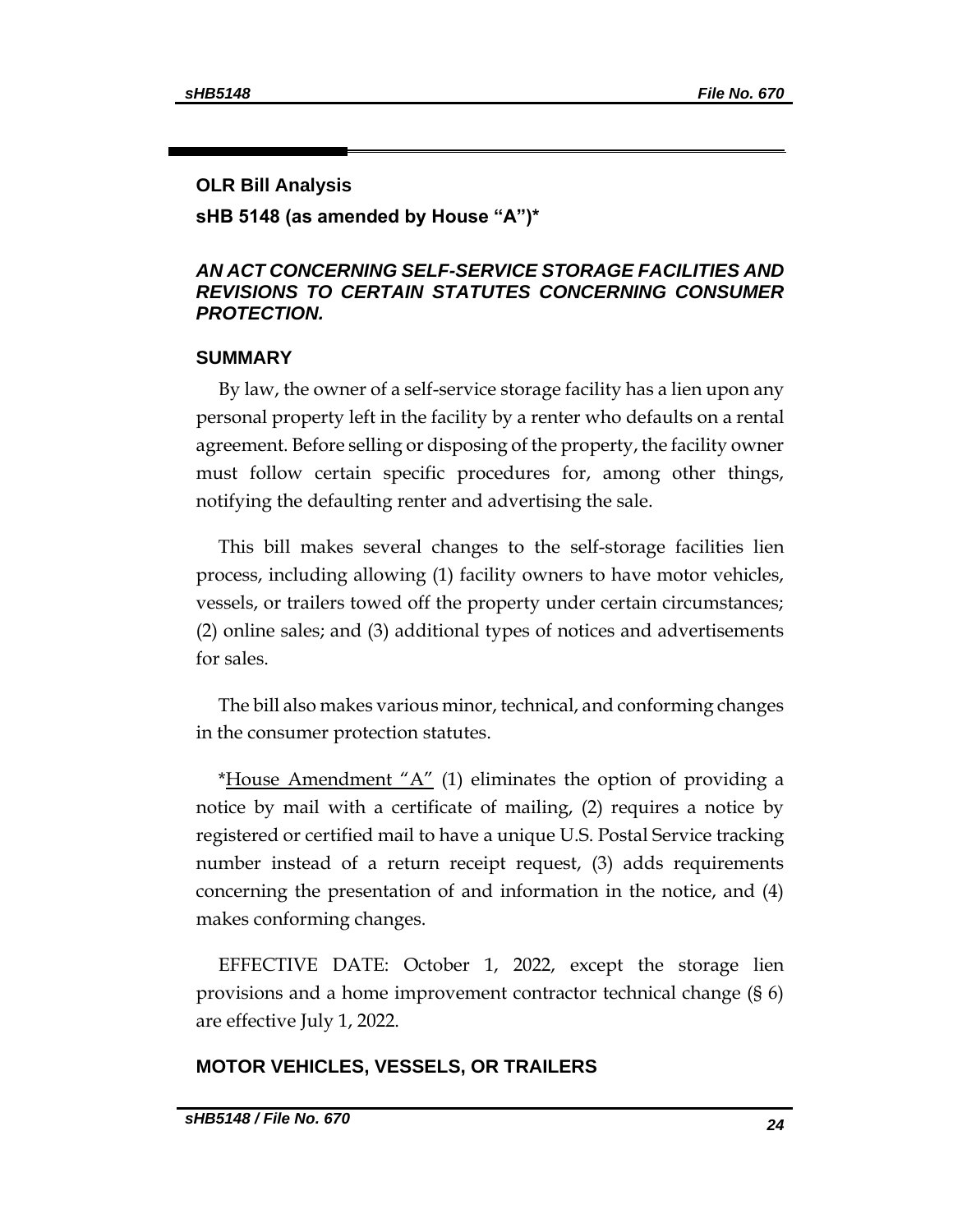## OLR Bill Analysis

**sHB 5148 (as amended by House "A")***

***AN ACT CONCERNING SELF-SERVICE STORAGE FACILITIES AND REVISIONS TO CERTAIN STATUTES CONCERNING CONSUMER PROTECTION.***

### SUMMARY

By law, the owner of a self-service storage facility has a lien upon any personal property left in the facility by a renter who defaults on a rental agreement. Before selling or disposing of the property, the facility owner must follow certain specific procedures for, among other things, notifying the defaulting renter and advertising the sale.

This bill makes several changes to the self-storage facilities lien process, including allowing (1) facility owners to have motor vehicles, vessels, or trailers towed off the property under certain circumstances; (2) online sales; and (3) additional types of notices and advertisements for sales.

The bill also makes various minor, technical, and conforming changes in the consumer protection statutes.

*House Amendment "A" (1) eliminates the option of providing a notice by mail with a certificate of mailing, (2) requires a notice by registered or certified mail to have a unique U.S. Postal Service tracking number instead of a return receipt request, (3) adds requirements concerning the presentation of and information in the notice, and (4) makes conforming changes.

EFFECTIVE DATE: October 1, 2022, except the storage lien provisions and a home improvement contractor technical change (§ 6) are effective July 1, 2022.

### MOTOR VEHICLES, VESSELS, OR TRAILERS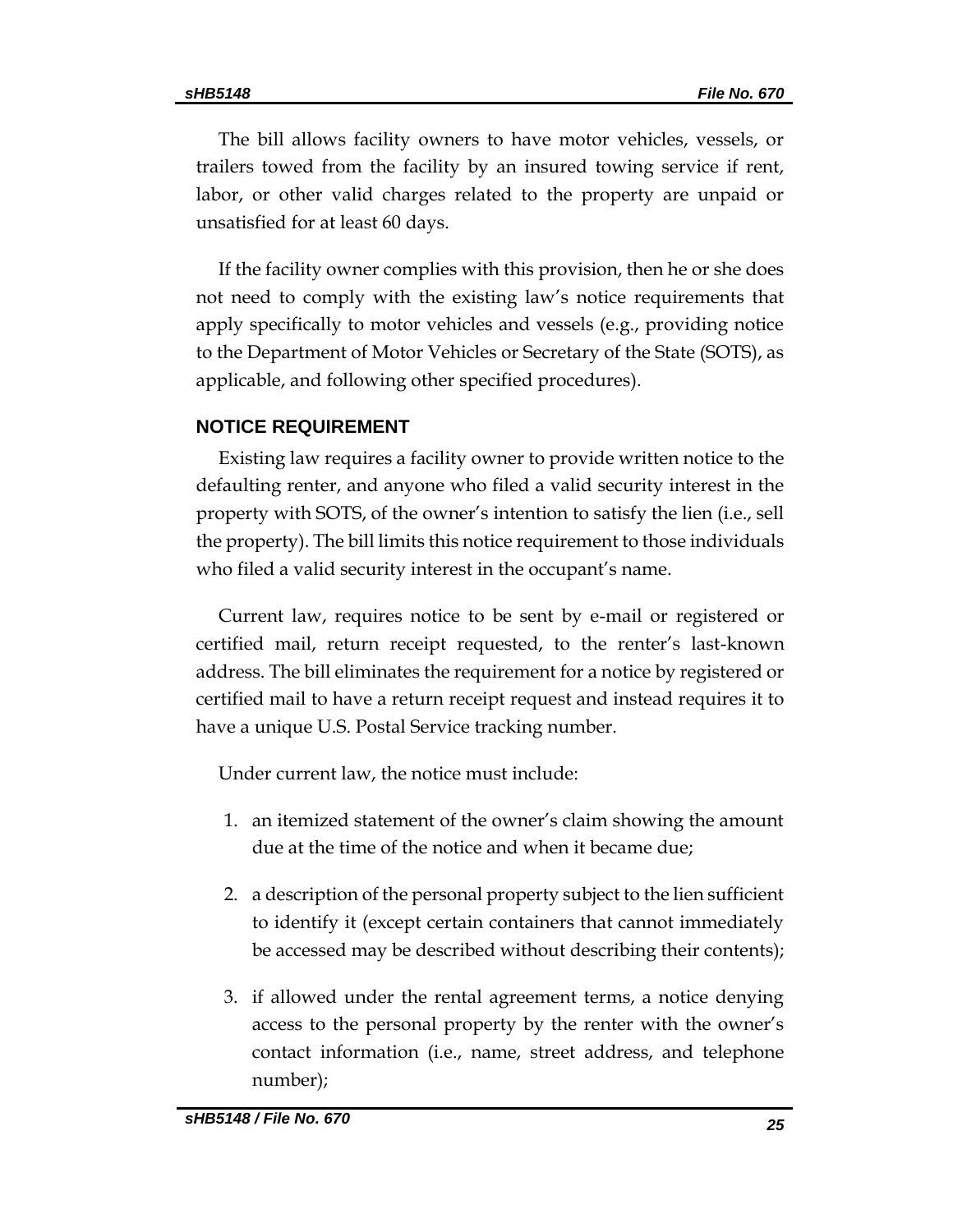The bill allows facility owners to have motor vehicles, vessels, or trailers towed from the facility by an insured towing service if rent, labor, or other valid charges related to the property are unpaid or unsatisfied for at least 60 days.

If the facility owner complies with this provision, then he or she does not need to comply with the existing law's notice requirements that apply specifically to motor vehicles and vessels (e.g., providing notice to the Department of Motor Vehicles or Secretary of the State (SOTS), as applicable, and following other specified procedures).

## NOTICE REQUIREMENT

Existing law requires a facility owner to provide written notice to the defaulting renter, and anyone who filed a valid security interest in the property with SOTS, of the owner's intention to satisfy the lien (i.e., sell the property). The bill limits this notice requirement to those individuals who filed a valid security interest in the occupant's name.

Current law, requires notice to be sent by e-mail or registered or certified mail, return receipt requested, to the renter's last-known address. The bill eliminates the requirement for a notice by registered or certified mail to have a return receipt request and instead requires it to have a unique U.S. Postal Service tracking number.

Under current law, the notice must include:

1. an itemized statement of the owner's claim showing the amount due at the time of the notice and when it became due;
2. a description of the personal property subject to the lien sufficient to identify it (except certain containers that cannot immediately be accessed may be described without describing their contents);
3. if allowed under the rental agreement terms, a notice denying access to the personal property by the renter with the owner's contact information (i.e., name, street address, and telephone number);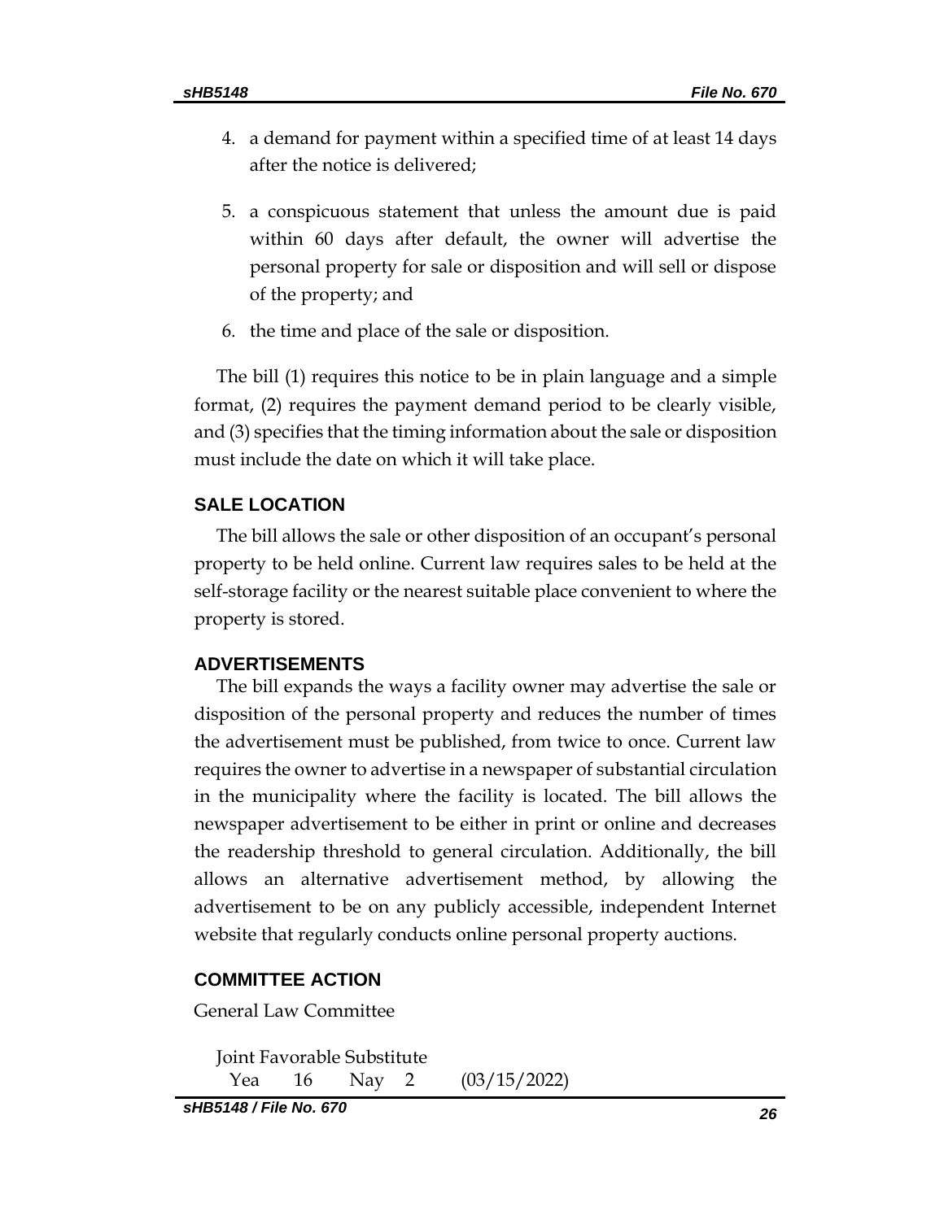4. a demand for payment within a specified time of at least 14 days after the notice is delivered;

5. a conspicuous statement that unless the amount due is paid within 60 days after default, the owner will advertise the personal property for sale or disposition and will sell or dispose of the property; and

6. the time and place of the sale or disposition.

The bill (1) requires this notice to be in plain language and a simple format, (2) requires the payment demand period to be clearly visible, and (3) specifies that the timing information about the sale or disposition must include the date on which it will take place.

## SALE LOCATION

The bill allows the sale or other disposition of an occupant's personal property to be held online. Current law requires sales to be held at the self-storage facility or the nearest suitable place convenient to where the property is stored.

## ADVERTISEMENTS

The bill expands the ways a facility owner may advertise the sale or disposition of the personal property and reduces the number of times the advertisement must be published, from twice to once. Current law requires the owner to advertise in a newspaper of substantial circulation in the municipality where the facility is located. The bill allows the newspaper advertisement to be either in print or online and decreases the readership threshold to general circulation. Additionally, the bill allows an alternative advertisement method, by allowing the advertisement to be on any publicly accessible, independent Internet website that regularly conducts online personal property auctions.

## COMMITTEE ACTION

General Law Committee

| | | | | |
|---|---|---|---|---|
| Joint Favorable Substitute | | | | |
| Yea | 16 | Nay | 2 | (03/15/2022) |